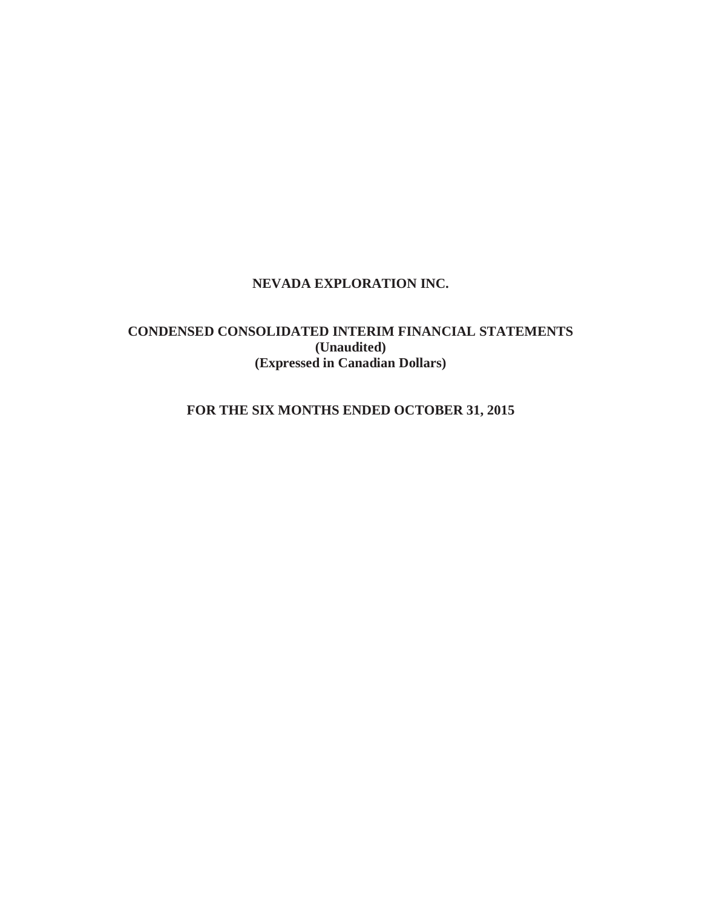# NEVADA EXPLORATION INC.

## CONDENSED CONSOLIDATED INTERIM FINANCIAL STATEMENTS

**(Unaudited)**

**(Expressed in Canadian Dollars)**

## FOR THE SIX MONTHS ENDED OCTOBER 31, 2015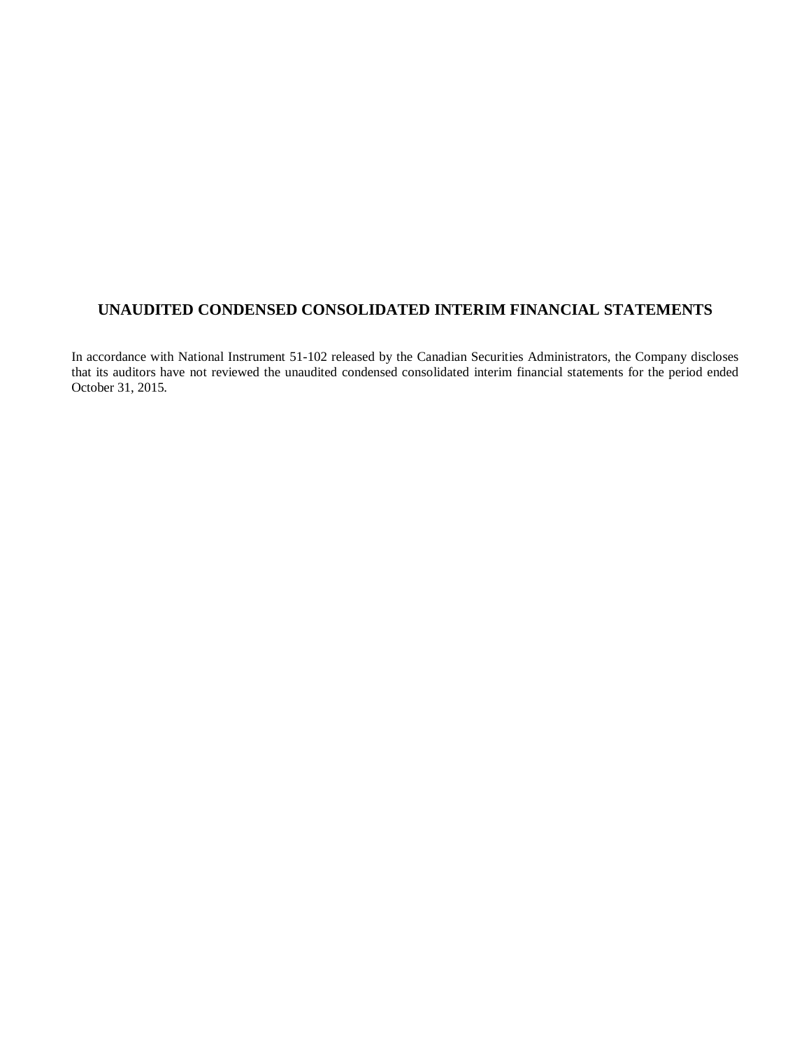# UNAUDITED CONDENSED CONSOLIDATED INTERIM FINANCIAL STATEMENTS

In accordance with National Instrument 51-102 released by the Canadian Securities Administrators, the Company discloses that its auditors have not reviewed the unaudited condensed consolidated interim financial statements for the period ended October 31, 2015.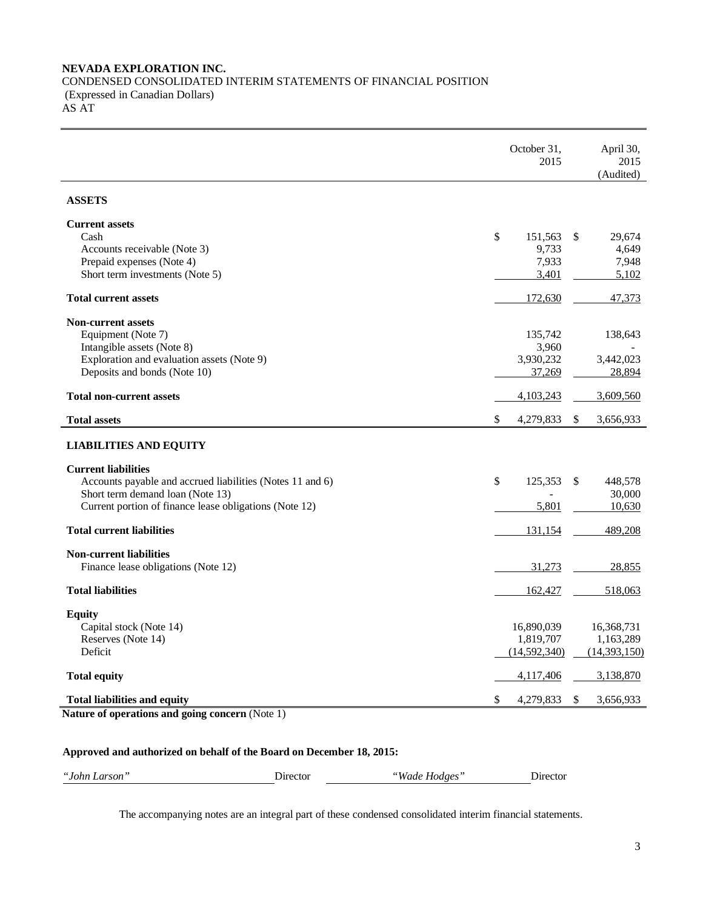**NEVADA EXPLORATION INC.**
CONDENSED CONSOLIDATED INTERIM STATEMENTS OF FINANCIAL POSITION
(Expressed in Canadian Dollars)
AS AT

| | October 31, 2015 | April 30, 2015 (Audited) |
|---|---|---|
| **ASSETS** | | |
| **Current assets** | | |
| Cash | $ 151,563 | $ 29,674 |
| Accounts receivable (Note 3) | 9,733 | 4,649 |
| Prepaid expenses (Note 4) | 7,933 | 7,948 |
| Short term investments (Note 5) | 3,401 | 5,102 |
| **Total current assets** | 172,630 | 47,373 |
| **Non-current assets** | | |
| Equipment (Note 7) | 135,742 | 138,643 |
| Intangible assets (Note 8) | 3,960 | - |
| Exploration and evaluation assets (Note 9) | 3,930,232 | 3,442,023 |
| Deposits and bonds (Note 10) | 37,269 | 28,894 |
| **Total non-current assets** | 4,103,243 | 3,609,560 |
| **Total assets** | $ 4,279,833 | $ 3,656,933 |
| **LIABILITIES AND EQUITY** | | |
| **Current liabilities** | | |
| Accounts payable and accrued liabilities (Notes 11 and 6) | $ 125,353 | $ 448,578 |
| Short term demand loan (Note 13) | - | 30,000 |
| Current portion of finance lease obligations (Note 12) | 5,801 | 10,630 |
| **Total current liabilities** | 131,154 | 489,208 |
| **Non-current liabilities** | | |
| Finance lease obligations (Note 12) | 31,273 | 28,855 |
| **Total liabilities** | 162,427 | 518,063 |
| **Equity** | | |
| Capital stock (Note 14) | 16,890,039 | 16,368,731 |
| Reserves (Note 14) | 1,819,707 | 1,163,289 |
| Deficit | (14,592,340) | (14,393,150) |
| **Total equity** | 4,117,406 | 3,138,870 |
| **Total liabilities and equity** | $ 4,279,833 | $ 3,656,933 |

**Nature of operations and going concern** (Note 1)

**Approved and authorized on behalf of the Board on December 18, 2015:**

*"John Larson"* Director *"Wade Hodges"* Director

The accompanying notes are an integral part of these condensed consolidated interim financial statements.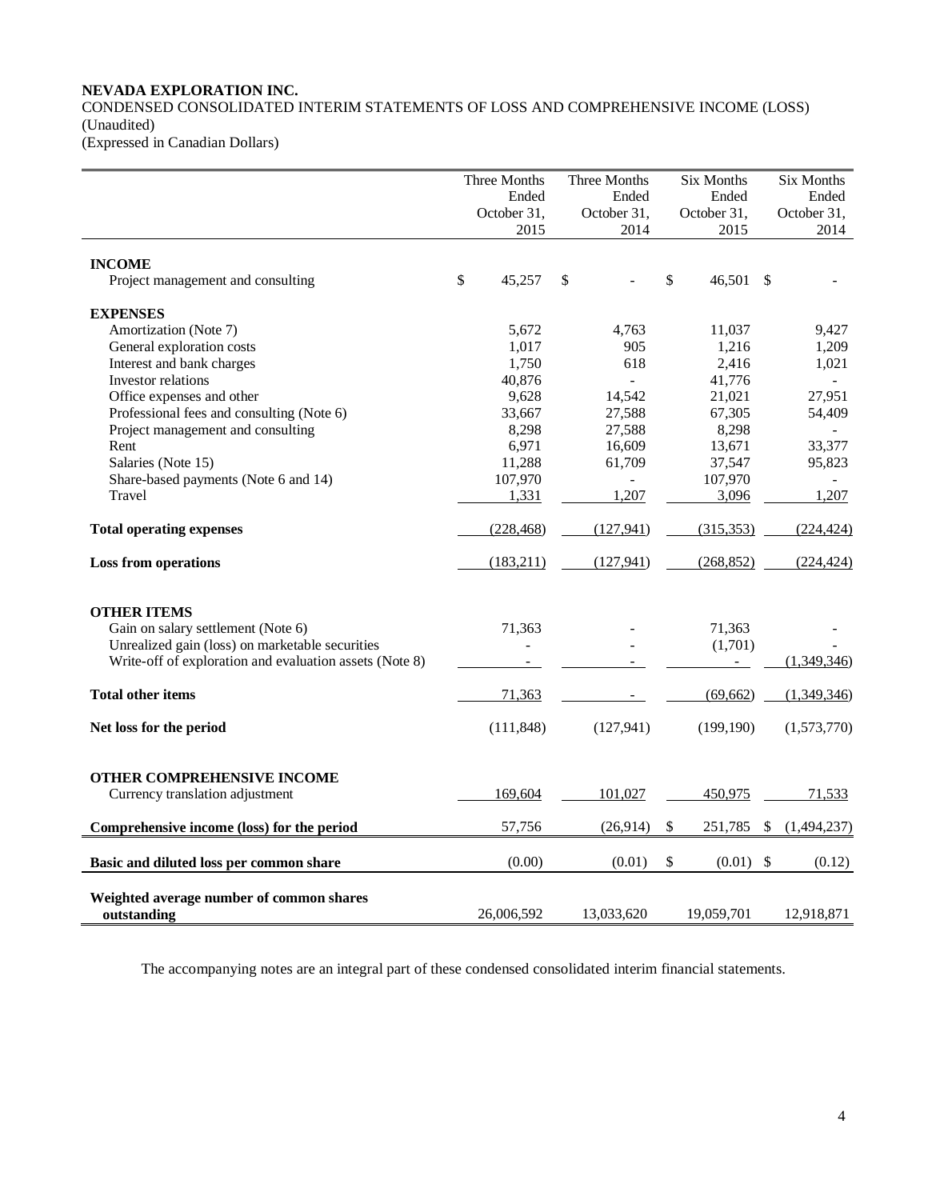**NEVADA EXPLORATION INC.**
CONDENSED CONSOLIDATED INTERIM STATEMENTS OF LOSS AND COMPREHENSIVE INCOME (LOSS)
(Unaudited)
(Expressed in Canadian Dollars)

| | Three Months Ended October 31, 2015 | Three Months Ended October 31, 2014 | Six Months Ended October 31, 2015 | Six Months Ended October 31, 2014 |
|---|---|---|---|---|
| **INCOME** | | | | |
| Project management and consulting | $ 45,257 | $ - | $ 46,501 | $ - |
| **EXPENSES** | | | | |
| Amortization (Note 7) | 5,672 | 4,763 | 11,037 | 9,427 |
| General exploration costs | 1,017 | 905 | 1,216 | 1,209 |
| Interest and bank charges | 1,750 | 618 | 2,416 | 1,021 |
| Investor relations | 40,876 | - | 41,776 | - |
| Office expenses and other | 9,628 | 14,542 | 21,021 | 27,951 |
| Professional fees and consulting (Note 6) | 33,667 | 27,588 | 67,305 | 54,409 |
| Project management and consulting | 8,298 | 27,588 | 8,298 | - |
| Rent | 6,971 | 16,609 | 13,671 | 33,377 |
| Salaries (Note 15) | 11,288 | 61,709 | 37,547 | 95,823 |
| Share-based payments (Note 6 and 14) | 107,970 | - | 107,970 | - |
| Travel | 1,331 | 1,207 | 3,096 | 1,207 |
| **Total operating expenses** | (228,468) | (127,941) | (315,353) | (224,424) |
| **Loss from operations** | (183,211) | (127,941) | (268,852) | (224,424) |
| **OTHER ITEMS** | | | | |
| Gain on salary settlement (Note 6) | 71,363 | - | 71,363 | - |
| Unrealized gain (loss) on marketable securities | - | - | (1,701) | - |
| Write-off of exploration and evaluation assets (Note 8) | - | - | - | (1,349,346) |
| **Total other items** | 71,363 | - | (69,662) | (1,349,346) |
| **Net loss for the period** | (111,848) | (127,941) | (199,190) | (1,573,770) |
| **OTHER COMPREHENSIVE INCOME** | | | | |
| Currency translation adjustment | 169,604 | 101,027 | 450,975 | 71,533 |
| **Comprehensive income (loss) for the period** | 57,756 | (26,914) | $ 251,785 | $ (1,494,237) |
| **Basic and diluted loss per common share** | (0.00) | (0.01) | $ (0.01) | $ (0.12) |
| **Weighted average number of common shares outstanding** | 26,006,592 | 13,033,620 | 19,059,701 | 12,918,871 |

The accompanying notes are an integral part of these condensed consolidated interim financial statements.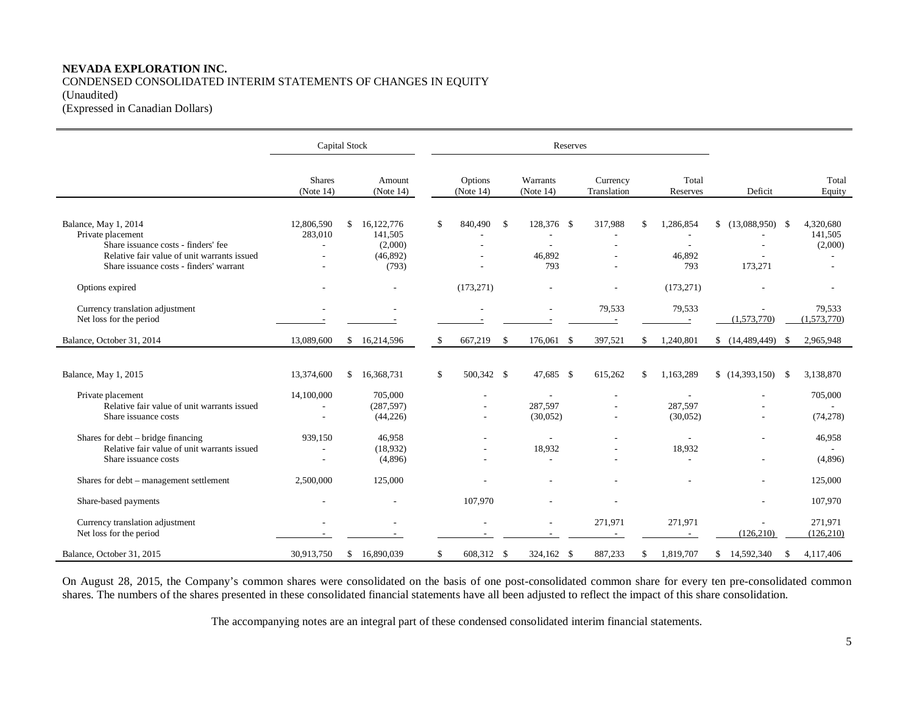**NEVADA EXPLORATION INC.**
CONDENSED CONSOLIDATED INTERIM STATEMENTS OF CHANGES IN EQUITY
(Unaudited)
(Expressed in Canadian Dollars)

| | Capital Stock | | Reserves | | | | | |
|---|---|---|---|---|---|---|---|---|
| | Shares (Note 14) | Amount (Note 14) | Options (Note 14) | Warrants (Note 14) | Currency Translation | Total Reserves | Deficit | Total Equity |
| Balance, May 1, 2014 | 12,806,590 | $ 16,122,776 | $ 840,490 | $ 128,376 | $ 317,988 | $ 1,286,854 | $ (13,088,950) | $ 4,320,680 |
| Private placement | 283,010 | 141,505 | - | - | - | - | - | 141,505 |
| Share issuance costs - finders' fee | - | (2,000) | - | - | - | - | - | (2,000) |
| Relative fair value of unit warrants issued | - | (46,892) | - | 46,892 | - | 46,892 | - | - |
| Share issuance costs - finders' warrant | - | (793) | - | 793 | - | 793 | 173,271 | - |
| Options expired | - | - | (173,271) | - | - | (173,271) | - | - |
| Currency translation adjustment | - | - | - | - | 79,533 | 79,533 | - | 79,533 |
| Net loss for the period | - | - | - | - | - | - | (1,573,770) | (1,573,770) |
| Balance, October 31, 2014 | 13,089,600 | $ 16,214,596 | $ 667,219 | $ 176,061 | $ 397,521 | $ 1,240,801 | $ (14,489,449) | $ 2,965,948 |
| | | | | | | | | |
| Balance, May 1, 2015 | 13,374,600 | $ 16,368,731 | $ 500,342 | $ 47,685 | $ 615,262 | $ 1,163,289 | $ (14,393,150) | $ 3,138,870 |
| Private placement | 14,100,000 | 705,000 | - | - | - | - | - | 705,000 |
| Relative fair value of unit warrants issued | - | (287,597) | - | 287,597 | - | 287,597 | - | - |
| Share issuance costs | - | (44,226) | - | (30,052) | - | (30,052) | - | (74,278) |
| Shares for debt – bridge financing | 939,150 | 46,958 | - | - | - | - | - | 46,958 |
| Relative fair value of unit warrants issued | - | (18,932) | - | 18,932 | - | 18,932 | | - |
| Share issuance costs | - | (4,896) | - | - | - | - | - | (4,896) |
| Shares for debt – management settlement | 2,500,000 | 125,000 | - | - | - | - | - | 125,000 |
| Share-based payments | - | - | 107,970 | - | - | | - | 107,970 |
| Currency translation adjustment | - | - | - | - | 271,971 | 271,971 | - | 271,971 |
| Net loss for the period | - | - | - | - | - | - | (126,210) | (126,210) |
| Balance, October 31, 2015 | 30,913,750 | $ 16,890,039 | $ 608,312 | $ 324,162 | $ 887,233 | $ 1,819,707 | $ 14,592,340 | $ 4,117,406 |

On August 28, 2015, the Company's common shares were consolidated on the basis of one post-consolidated common share for every ten pre-consolidated common shares. The numbers of the shares presented in these consolidated financial statements have all been adjusted to reflect the impact of this share consolidation.

The accompanying notes are an integral part of these condensed consolidated interim financial statements.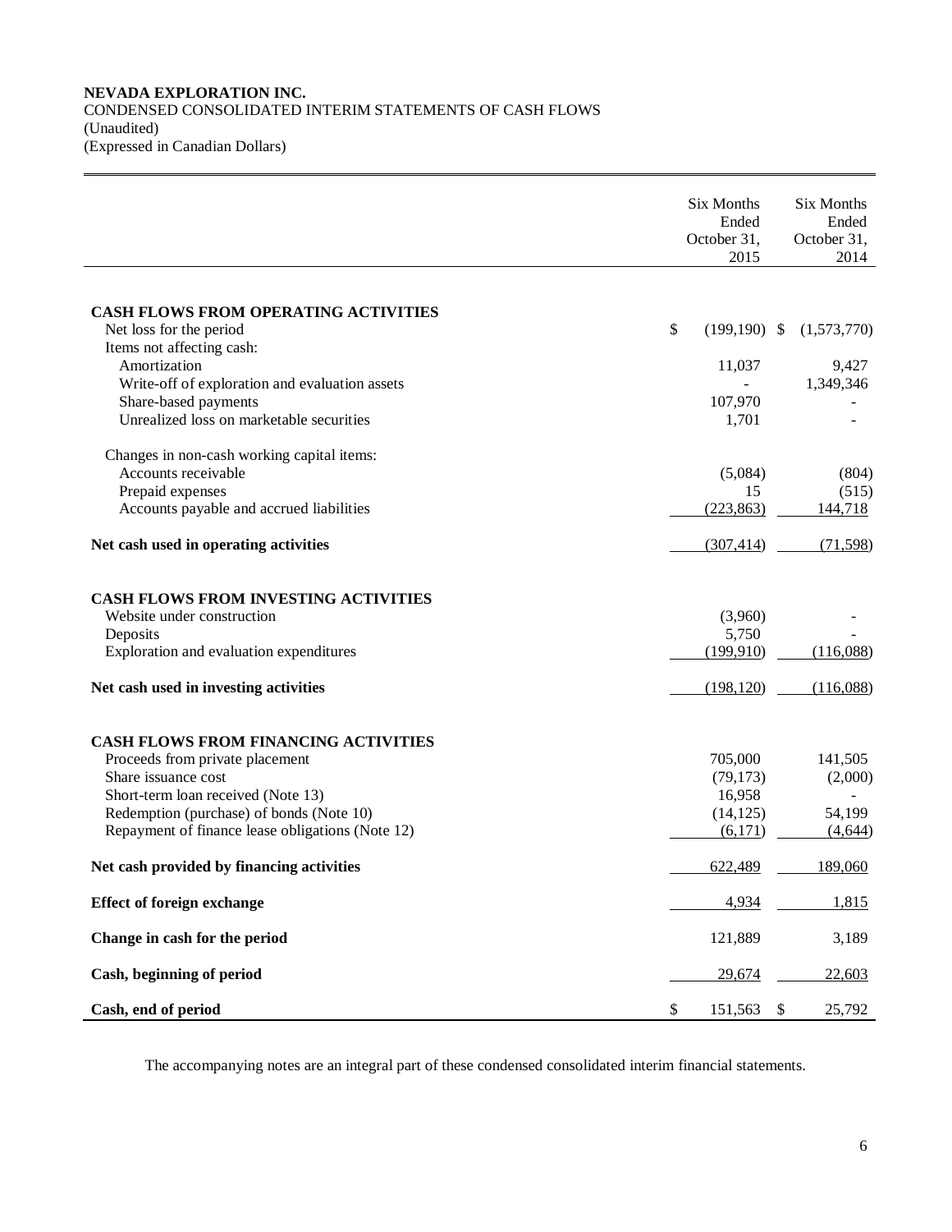**NEVADA EXPLORATION INC.**
CONDENSED CONSOLIDATED INTERIM STATEMENTS OF CASH FLOWS
(Unaudited)
(Expressed in Canadian Dollars)

| | Six Months Ended October 31, 2015 | Six Months Ended October 31, 2014 |
|---|---|---|
| **CASH FLOWS FROM OPERATING ACTIVITIES** | | |
| Net loss for the period | $ (199,190) | $ (1,573,770) |
| Items not affecting cash: | | |
| Amortization | 11,037 | 9,427 |
| Write-off of exploration and evaluation assets | - | 1,349,346 |
| Share-based payments | 107,970 | - |
| Unrealized loss on marketable securities | 1,701 | - |
| Changes in non-cash working capital items: | | |
| Accounts receivable | (5,084) | (804) |
| Prepaid expenses | 15 | (515) |
| Accounts payable and accrued liabilities | (223,863) | 144,718 |
| **Net cash used in operating activities** | (307,414) | (71,598) |
| **CASH FLOWS FROM INVESTING ACTIVITIES** | | |
| Website under construction | (3,960) | - |
| Deposits | 5,750 | - |
| Exploration and evaluation expenditures | (199,910) | (116,088) |
| **Net cash used in investing activities** | (198,120) | (116,088) |
| **CASH FLOWS FROM FINANCING ACTIVITIES** | | |
| Proceeds from private placement | 705,000 | 141,505 |
| Share issuance cost | (79,173) | (2,000) |
| Short-term loan received (Note 13) | 16,958 | - |
| Redemption (purchase) of bonds (Note 10) | (14,125) | 54,199 |
| Repayment of finance lease obligations (Note 12) | (6,171) | (4,644) |
| **Net cash provided by financing activities** | 622,489 | 189,060 |
| **Effect of foreign exchange** | 4,934 | 1,815 |
| **Change in cash for the period** | 121,889 | 3,189 |
| **Cash, beginning of period** | 29,674 | 22,603 |
| **Cash, end of period** | $ 151,563 | $ 25,792 |

The accompanying notes are an integral part of these condensed consolidated interim financial statements.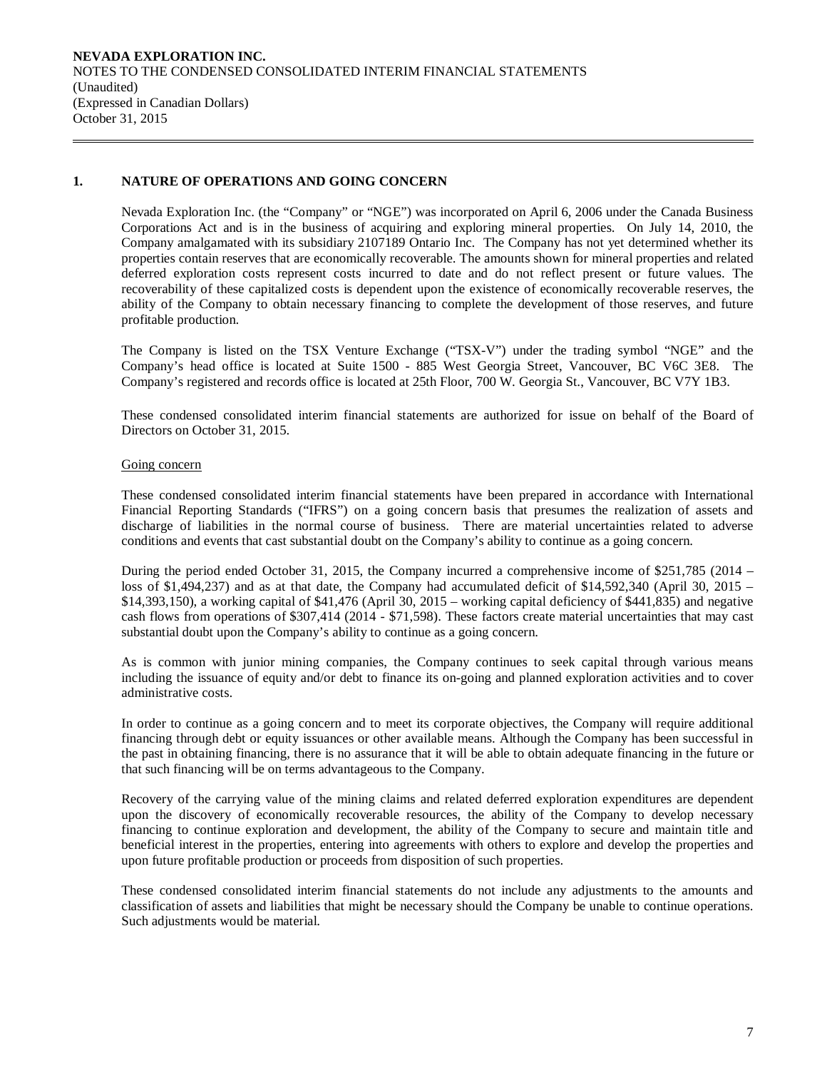NEVADA EXPLORATION INC.
NOTES TO THE CONDENSED CONSOLIDATED INTERIM FINANCIAL STATEMENTS
(Unaudited)
(Expressed in Canadian Dollars)
October 31, 2015

## 1. NATURE OF OPERATIONS AND GOING CONCERN

Nevada Exploration Inc. (the "Company" or "NGE") was incorporated on April 6, 2006 under the Canada Business Corporations Act and is in the business of acquiring and exploring mineral properties. On July 14, 2010, the Company amalgamated with its subsidiary 2107189 Ontario Inc. The Company has not yet determined whether its properties contain reserves that are economically recoverable. The amounts shown for mineral properties and related deferred exploration costs represent costs incurred to date and do not reflect present or future values. The recoverability of these capitalized costs is dependent upon the existence of economically recoverable reserves, the ability of the Company to obtain necessary financing to complete the development of those reserves, and future profitable production.

The Company is listed on the TSX Venture Exchange ("TSX-V") under the trading symbol "NGE" and the Company's head office is located at Suite 1500 - 885 West Georgia Street, Vancouver, BC V6C 3E8. The Company's registered and records office is located at 25th Floor, 700 W. Georgia St., Vancouver, BC V7Y 1B3.

These condensed consolidated interim financial statements are authorized for issue on behalf of the Board of Directors on October 31, 2015.

Going concern

These condensed consolidated interim financial statements have been prepared in accordance with International Financial Reporting Standards ("IFRS") on a going concern basis that presumes the realization of assets and discharge of liabilities in the normal course of business. There are material uncertainties related to adverse conditions and events that cast substantial doubt on the Company's ability to continue as a going concern.

During the period ended October 31, 2015, the Company incurred a comprehensive income of $251,785 (2014 – loss of $1,494,237) and as at that date, the Company had accumulated deficit of $14,592,340 (April 30, 2015 – $14,393,150), a working capital of $41,476 (April 30, 2015 – working capital deficiency of $441,835) and negative cash flows from operations of $307,414 (2014 - $71,598). These factors create material uncertainties that may cast substantial doubt upon the Company's ability to continue as a going concern.

As is common with junior mining companies, the Company continues to seek capital through various means including the issuance of equity and/or debt to finance its on-going and planned exploration activities and to cover administrative costs.

In order to continue as a going concern and to meet its corporate objectives, the Company will require additional financing through debt or equity issuances or other available means. Although the Company has been successful in the past in obtaining financing, there is no assurance that it will be able to obtain adequate financing in the future or that such financing will be on terms advantageous to the Company.

Recovery of the carrying value of the mining claims and related deferred exploration expenditures are dependent upon the discovery of economically recoverable resources, the ability of the Company to develop necessary financing to continue exploration and development, the ability of the Company to secure and maintain title and beneficial interest in the properties, entering into agreements with others to explore and develop the properties and upon future profitable production or proceeds from disposition of such properties.

These condensed consolidated interim financial statements do not include any adjustments to the amounts and classification of assets and liabilities that might be necessary should the Company be unable to continue operations. Such adjustments would be material.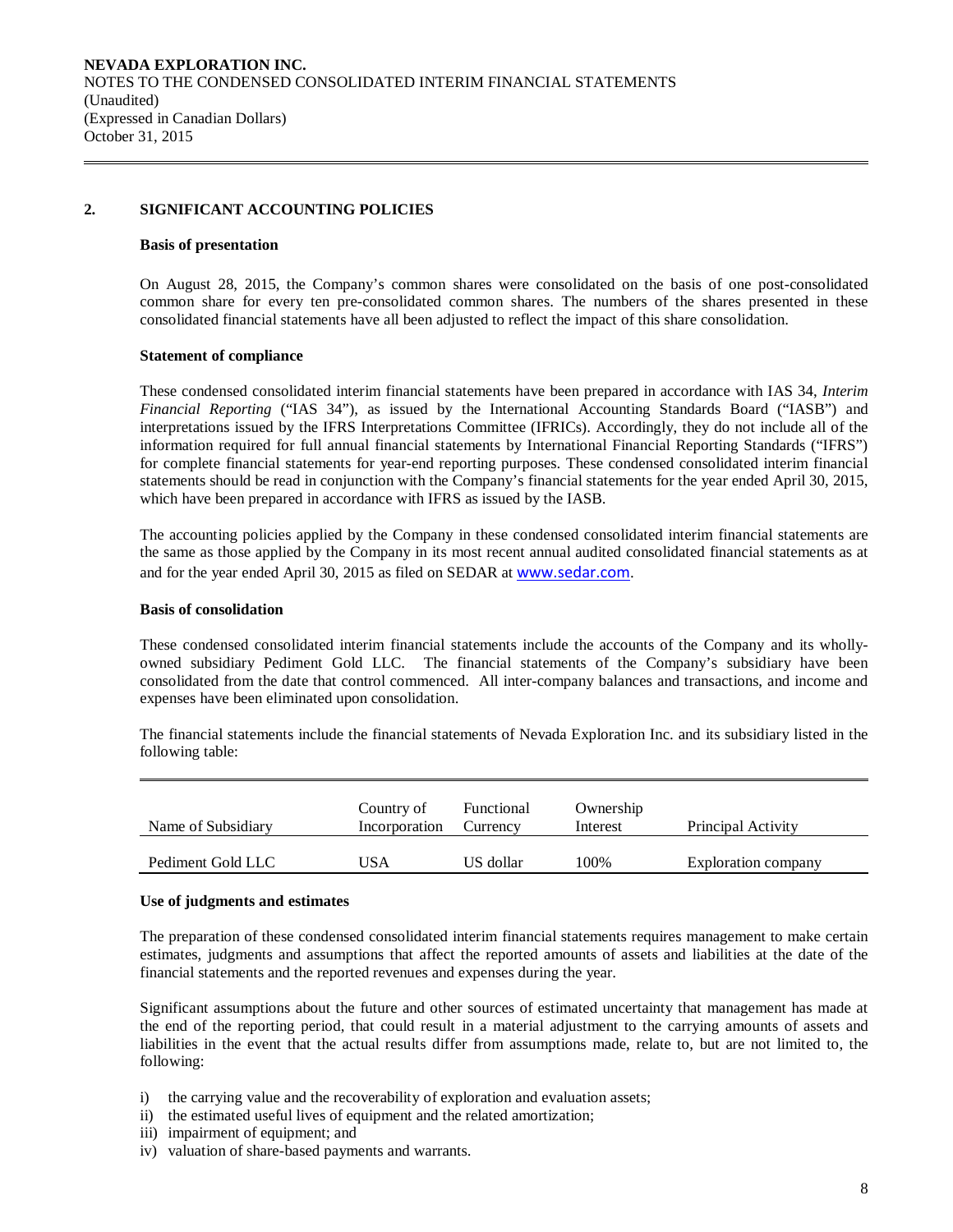## 2. SIGNIFICANT ACCOUNTING POLICIES

### Basis of presentation

On August 28, 2015, the Company's common shares were consolidated on the basis of one post-consolidated common share for every ten pre-consolidated common shares. The numbers of the shares presented in these consolidated financial statements have all been adjusted to reflect the impact of this share consolidation.

### Statement of compliance

These condensed consolidated interim financial statements have been prepared in accordance with IAS 34, *Interim Financial Reporting* ("IAS 34"), as issued by the International Accounting Standards Board ("IASB") and interpretations issued by the IFRS Interpretations Committee (IFRICs). Accordingly, they do not include all of the information required for full annual financial statements by International Financial Reporting Standards ("IFRS") for complete financial statements for year-end reporting purposes. These condensed consolidated interim financial statements should be read in conjunction with the Company's financial statements for the year ended April 30, 2015, which have been prepared in accordance with IFRS as issued by the IASB.

The accounting policies applied by the Company in these condensed consolidated interim financial statements are the same as those applied by the Company in its most recent annual audited consolidated financial statements as at and for the year ended April 30, 2015 as filed on SEDAR at www.sedar.com.

### Basis of consolidation

These condensed consolidated interim financial statements include the accounts of the Company and its wholly-owned subsidiary Pediment Gold LLC. The financial statements of the Company's subsidiary have been consolidated from the date that control commenced. All inter-company balances and transactions, and income and expenses have been eliminated upon consolidation.

The financial statements include the financial statements of Nevada Exploration Inc. and its subsidiary listed in the following table:

| Name of Subsidiary | Country of Incorporation | Functional Currency | Ownership Interest | Principal Activity |
|---|---|---|---|---|
| Pediment Gold LLC | USA | US dollar | 100% | Exploration company |

### Use of judgments and estimates

The preparation of these condensed consolidated interim financial statements requires management to make certain estimates, judgments and assumptions that affect the reported amounts of assets and liabilities at the date of the financial statements and the reported revenues and expenses during the year.

Significant assumptions about the future and other sources of estimated uncertainty that management has made at the end of the reporting period, that could result in a material adjustment to the carrying amounts of assets and liabilities in the event that the actual results differ from assumptions made, relate to, but are not limited to, the following:

i) the carrying value and the recoverability of exploration and evaluation assets;
ii) the estimated useful lives of equipment and the related amortization;
iii) impairment of equipment; and
iv) valuation of share-based payments and warrants.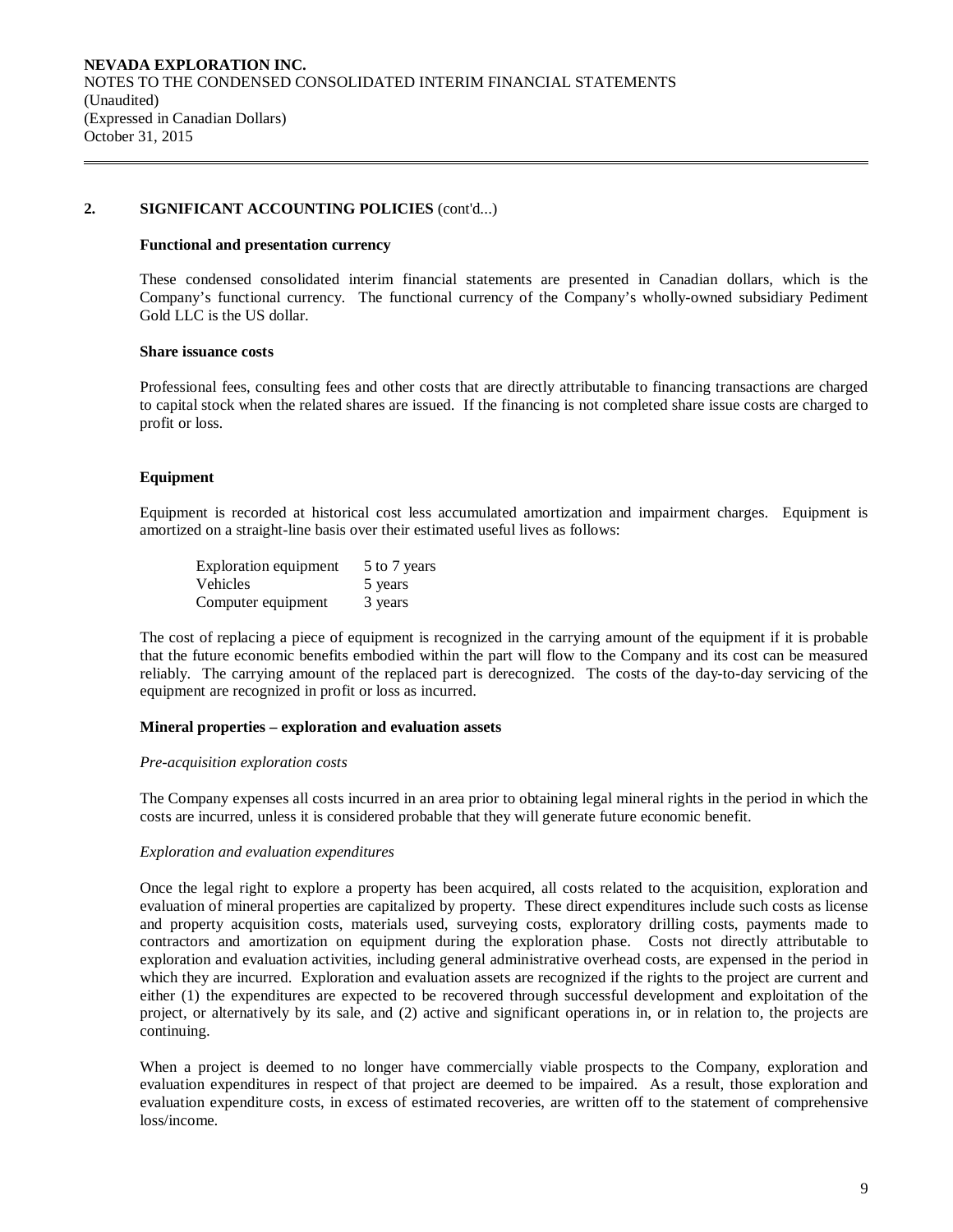## 2. SIGNIFICANT ACCOUNTING POLICIES (cont'd...)

**Functional and presentation currency**

These condensed consolidated interim financial statements are presented in Canadian dollars, which is the Company's functional currency. The functional currency of the Company's wholly-owned subsidiary Pediment Gold LLC is the US dollar.

**Share issuance costs**

Professional fees, consulting fees and other costs that are directly attributable to financing transactions are charged to capital stock when the related shares are issued. If the financing is not completed share issue costs are charged to profit or loss.

**Equipment**

Equipment is recorded at historical cost less accumulated amortization and impairment charges. Equipment is amortized on a straight-line basis over their estimated useful lives as follows:

| | |
|---|---|
| Exploration equipment | 5 to 7 years |
| Vehicles | 5 years |
| Computer equipment | 3 years |

The cost of replacing a piece of equipment is recognized in the carrying amount of the equipment if it is probable that the future economic benefits embodied within the part will flow to the Company and its cost can be measured reliably. The carrying amount of the replaced part is derecognized. The costs of the day-to-day servicing of the equipment are recognized in profit or loss as incurred.

**Mineral properties – exploration and evaluation assets**

*Pre-acquisition exploration costs*

The Company expenses all costs incurred in an area prior to obtaining legal mineral rights in the period in which the costs are incurred, unless it is considered probable that they will generate future economic benefit.

*Exploration and evaluation expenditures*

Once the legal right to explore a property has been acquired, all costs related to the acquisition, exploration and evaluation of mineral properties are capitalized by property. These direct expenditures include such costs as license and property acquisition costs, materials used, surveying costs, exploratory drilling costs, payments made to contractors and amortization on equipment during the exploration phase. Costs not directly attributable to exploration and evaluation activities, including general administrative overhead costs, are expensed in the period in which they are incurred. Exploration and evaluation assets are recognized if the rights to the project are current and either (1) the expenditures are expected to be recovered through successful development and exploitation of the project, or alternatively by its sale, and (2) active and significant operations in, or in relation to, the projects are continuing.

When a project is deemed to no longer have commercially viable prospects to the Company, exploration and evaluation expenditures in respect of that project are deemed to be impaired. As a result, those exploration and evaluation expenditure costs, in excess of estimated recoveries, are written off to the statement of comprehensive loss/income.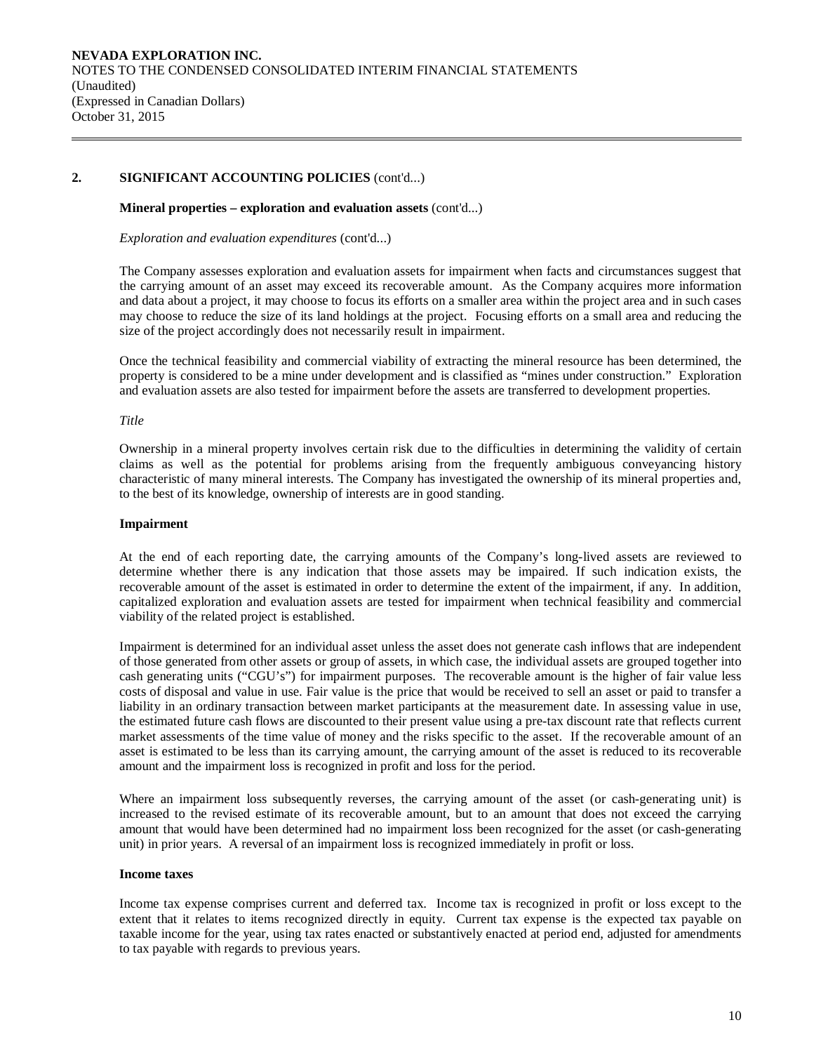## 2. SIGNIFICANT ACCOUNTING POLICIES (cont'd...)

### Mineral properties – exploration and evaluation assets (cont'd...)

*Exploration and evaluation expenditures* (cont'd...)

The Company assesses exploration and evaluation assets for impairment when facts and circumstances suggest that the carrying amount of an asset may exceed its recoverable amount. As the Company acquires more information and data about a project, it may choose to focus its efforts on a smaller area within the project area and in such cases may choose to reduce the size of its land holdings at the project. Focusing efforts on a small area and reducing the size of the project accordingly does not necessarily result in impairment.

Once the technical feasibility and commercial viability of extracting the mineral resource has been determined, the property is considered to be a mine under development and is classified as "mines under construction." Exploration and evaluation assets are also tested for impairment before the assets are transferred to development properties.

*Title*

Ownership in a mineral property involves certain risk due to the difficulties in determining the validity of certain claims as well as the potential for problems arising from the frequently ambiguous conveyancing history characteristic of many mineral interests. The Company has investigated the ownership of its mineral properties and, to the best of its knowledge, ownership of interests are in good standing.

### Impairment

At the end of each reporting date, the carrying amounts of the Company's long-lived assets are reviewed to determine whether there is any indication that those assets may be impaired. If such indication exists, the recoverable amount of the asset is estimated in order to determine the extent of the impairment, if any. In addition, capitalized exploration and evaluation assets are tested for impairment when technical feasibility and commercial viability of the related project is established.

Impairment is determined for an individual asset unless the asset does not generate cash inflows that are independent of those generated from other assets or group of assets, in which case, the individual assets are grouped together into cash generating units ("CGU's") for impairment purposes. The recoverable amount is the higher of fair value less costs of disposal and value in use. Fair value is the price that would be received to sell an asset or paid to transfer a liability in an ordinary transaction between market participants at the measurement date. In assessing value in use, the estimated future cash flows are discounted to their present value using a pre-tax discount rate that reflects current market assessments of the time value of money and the risks specific to the asset. If the recoverable amount of an asset is estimated to be less than its carrying amount, the carrying amount of the asset is reduced to its recoverable amount and the impairment loss is recognized in profit and loss for the period.

Where an impairment loss subsequently reverses, the carrying amount of the asset (or cash-generating unit) is increased to the revised estimate of its recoverable amount, but to an amount that does not exceed the carrying amount that would have been determined had no impairment loss been recognized for the asset (or cash-generating unit) in prior years. A reversal of an impairment loss is recognized immediately in profit or loss.

### Income taxes

Income tax expense comprises current and deferred tax. Income tax is recognized in profit or loss except to the extent that it relates to items recognized directly in equity. Current tax expense is the expected tax payable on taxable income for the year, using tax rates enacted or substantively enacted at period end, adjusted for amendments to tax payable with regards to previous years.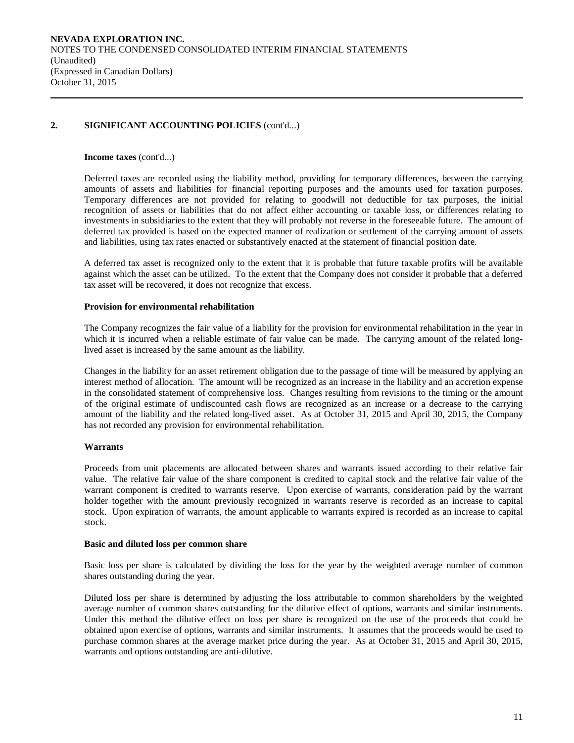## 2. SIGNIFICANT ACCOUNTING POLICIES (cont'd...)

**Income taxes** (cont'd...)

Deferred taxes are recorded using the liability method, providing for temporary differences, between the carrying amounts of assets and liabilities for financial reporting purposes and the amounts used for taxation purposes. Temporary differences are not provided for relating to goodwill not deductible for tax purposes, the initial recognition of assets or liabilities that do not affect either accounting or taxable loss, or differences relating to investments in subsidiaries to the extent that they will probably not reverse in the foreseeable future. The amount of deferred tax provided is based on the expected manner of realization or settlement of the carrying amount of assets and liabilities, using tax rates enacted or substantively enacted at the statement of financial position date.

A deferred tax asset is recognized only to the extent that it is probable that future taxable profits will be available against which the asset can be utilized. To the extent that the Company does not consider it probable that a deferred tax asset will be recovered, it does not recognize that excess.

**Provision for environmental rehabilitation**

The Company recognizes the fair value of a liability for the provision for environmental rehabilitation in the year in which it is incurred when a reliable estimate of fair value can be made. The carrying amount of the related long-lived asset is increased by the same amount as the liability.

Changes in the liability for an asset retirement obligation due to the passage of time will be measured by applying an interest method of allocation. The amount will be recognized as an increase in the liability and an accretion expense in the consolidated statement of comprehensive loss. Changes resulting from revisions to the timing or the amount of the original estimate of undiscounted cash flows are recognized as an increase or a decrease to the carrying amount of the liability and the related long-lived asset. As at October 31, 2015 and April 30, 2015, the Company has not recorded any provision for environmental rehabilitation.

**Warrants**

Proceeds from unit placements are allocated between shares and warrants issued according to their relative fair value. The relative fair value of the share component is credited to capital stock and the relative fair value of the warrant component is credited to warrants reserve. Upon exercise of warrants, consideration paid by the warrant holder together with the amount previously recognized in warrants reserve is recorded as an increase to capital stock. Upon expiration of warrants, the amount applicable to warrants expired is recorded as an increase to capital stock.

**Basic and diluted loss per common share**

Basic loss per share is calculated by dividing the loss for the year by the weighted average number of common shares outstanding during the year.

Diluted loss per share is determined by adjusting the loss attributable to common shareholders by the weighted average number of common shares outstanding for the dilutive effect of options, warrants and similar instruments. Under this method the dilutive effect on loss per share is recognized on the use of the proceeds that could be obtained upon exercise of options, warrants and similar instruments. It assumes that the proceeds would be used to purchase common shares at the average market price during the year. As at October 31, 2015 and April 30, 2015, warrants and options outstanding are anti-dilutive.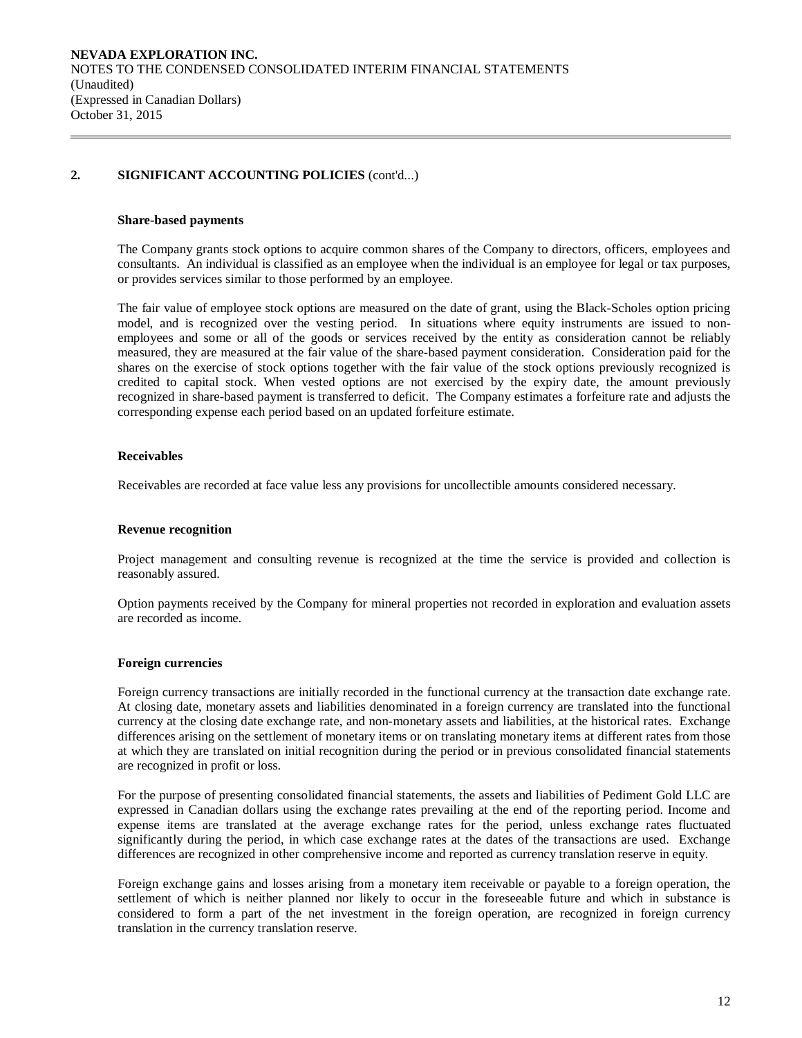## 2. SIGNIFICANT ACCOUNTING POLICIES (cont'd...)

### Share-based payments

The Company grants stock options to acquire common shares of the Company to directors, officers, employees and consultants. An individual is classified as an employee when the individual is an employee for legal or tax purposes, or provides services similar to those performed by an employee.

The fair value of employee stock options are measured on the date of grant, using the Black-Scholes option pricing model, and is recognized over the vesting period. In situations where equity instruments are issued to non-employees and some or all of the goods or services received by the entity as consideration cannot be reliably measured, they are measured at the fair value of the share-based payment consideration. Consideration paid for the shares on the exercise of stock options together with the fair value of the stock options previously recognized is credited to capital stock. When vested options are not exercised by the expiry date, the amount previously recognized in share-based payment is transferred to deficit. The Company estimates a forfeiture rate and adjusts the corresponding expense each period based on an updated forfeiture estimate.

### Receivables

Receivables are recorded at face value less any provisions for uncollectible amounts considered necessary.

### Revenue recognition

Project management and consulting revenue is recognized at the time the service is provided and collection is reasonably assured.

Option payments received by the Company for mineral properties not recorded in exploration and evaluation assets are recorded as income.

### Foreign currencies

Foreign currency transactions are initially recorded in the functional currency at the transaction date exchange rate. At closing date, monetary assets and liabilities denominated in a foreign currency are translated into the functional currency at the closing date exchange rate, and non-monetary assets and liabilities, at the historical rates. Exchange differences arising on the settlement of monetary items or on translating monetary items at different rates from those at which they are translated on initial recognition during the period or in previous consolidated financial statements are recognized in profit or loss.

For the purpose of presenting consolidated financial statements, the assets and liabilities of Pediment Gold LLC are expressed in Canadian dollars using the exchange rates prevailing at the end of the reporting period. Income and expense items are translated at the average exchange rates for the period, unless exchange rates fluctuated significantly during the period, in which case exchange rates at the dates of the transactions are used. Exchange differences are recognized in other comprehensive income and reported as currency translation reserve in equity.

Foreign exchange gains and losses arising from a monetary item receivable or payable to a foreign operation, the settlement of which is neither planned nor likely to occur in the foreseeable future and which in substance is considered to form a part of the net investment in the foreign operation, are recognized in foreign currency translation in the currency translation reserve.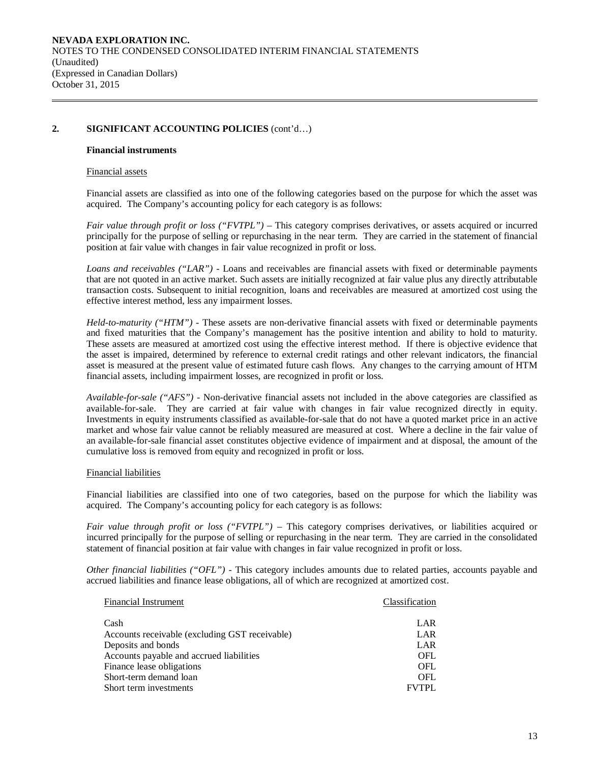## 2. SIGNIFICANT ACCOUNTING POLICIES (cont'd…)

**Financial instruments**

Financial assets

Financial assets are classified as into one of the following categories based on the purpose for which the asset was acquired. The Company's accounting policy for each category is as follows:

*Fair value through profit or loss ("FVTPL")* – This category comprises derivatives, or assets acquired or incurred principally for the purpose of selling or repurchasing in the near term. They are carried in the statement of financial position at fair value with changes in fair value recognized in profit or loss.

*Loans and receivables ("LAR")* - Loans and receivables are financial assets with fixed or determinable payments that are not quoted in an active market. Such assets are initially recognized at fair value plus any directly attributable transaction costs. Subsequent to initial recognition, loans and receivables are measured at amortized cost using the effective interest method, less any impairment losses.

*Held-to-maturity ("HTM")* - These assets are non-derivative financial assets with fixed or determinable payments and fixed maturities that the Company's management has the positive intention and ability to hold to maturity. These assets are measured at amortized cost using the effective interest method. If there is objective evidence that the asset is impaired, determined by reference to external credit ratings and other relevant indicators, the financial asset is measured at the present value of estimated future cash flows. Any changes to the carrying amount of HTM financial assets, including impairment losses, are recognized in profit or loss.

*Available-for-sale ("AFS")* - Non-derivative financial assets not included in the above categories are classified as available-for-sale. They are carried at fair value with changes in fair value recognized directly in equity. Investments in equity instruments classified as available-for-sale that do not have a quoted market price in an active market and whose fair value cannot be reliably measured are measured at cost. Where a decline in the fair value of an available-for-sale financial asset constitutes objective evidence of impairment and at disposal, the amount of the cumulative loss is removed from equity and recognized in profit or loss.

Financial liabilities

Financial liabilities are classified into one of two categories, based on the purpose for which the liability was acquired. The Company's accounting policy for each category is as follows:

*Fair value through profit or loss ("FVTPL")* – This category comprises derivatives, or liabilities acquired or incurred principally for the purpose of selling or repurchasing in the near term. They are carried in the consolidated statement of financial position at fair value with changes in fair value recognized in profit or loss.

*Other financial liabilities ("OFL")* - This category includes amounts due to related parties, accounts payable and accrued liabilities and finance lease obligations, all of which are recognized at amortized cost.

| Financial Instrument | Classification |
|---|---|
| Cash | LAR |
| Accounts receivable (excluding GST receivable) | LAR |
| Deposits and bonds | LAR |
| Accounts payable and accrued liabilities | OFL |
| Finance lease obligations | OFL |
| Short-term demand loan | OFL |
| Short term investments | FVTPL |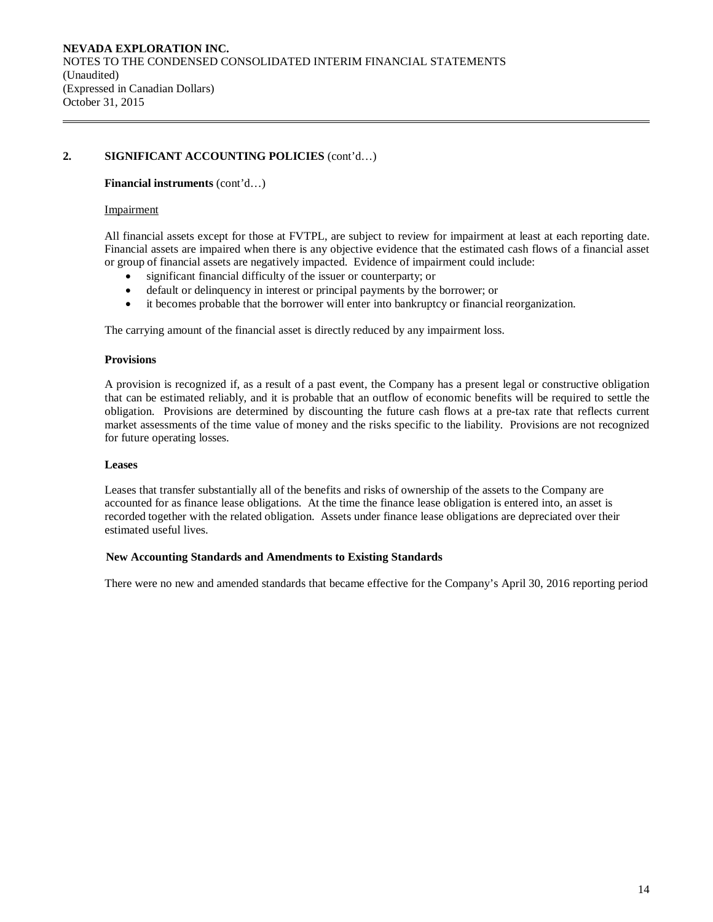## 2. SIGNIFICANT ACCOUNTING POLICIES (cont'd…)

**Financial instruments** (cont'd…)

Impairment

All financial assets except for those at FVTPL, are subject to review for impairment at least at each reporting date. Financial assets are impaired when there is any objective evidence that the estimated cash flows of a financial asset or group of financial assets are negatively impacted. Evidence of impairment could include:

- significant financial difficulty of the issuer or counterparty; or
- default or delinquency in interest or principal payments by the borrower; or
- it becomes probable that the borrower will enter into bankruptcy or financial reorganization.

The carrying amount of the financial asset is directly reduced by any impairment loss.

**Provisions**

A provision is recognized if, as a result of a past event, the Company has a present legal or constructive obligation that can be estimated reliably, and it is probable that an outflow of economic benefits will be required to settle the obligation. Provisions are determined by discounting the future cash flows at a pre-tax rate that reflects current market assessments of the time value of money and the risks specific to the liability. Provisions are not recognized for future operating losses.

**Leases**

Leases that transfer substantially all of the benefits and risks of ownership of the assets to the Company are accounted for as finance lease obligations. At the time the finance lease obligation is entered into, an asset is recorded together with the related obligation. Assets under finance lease obligations are depreciated over their estimated useful lives.

**New Accounting Standards and Amendments to Existing Standards**

There were no new and amended standards that became effective for the Company's April 30, 2016 reporting period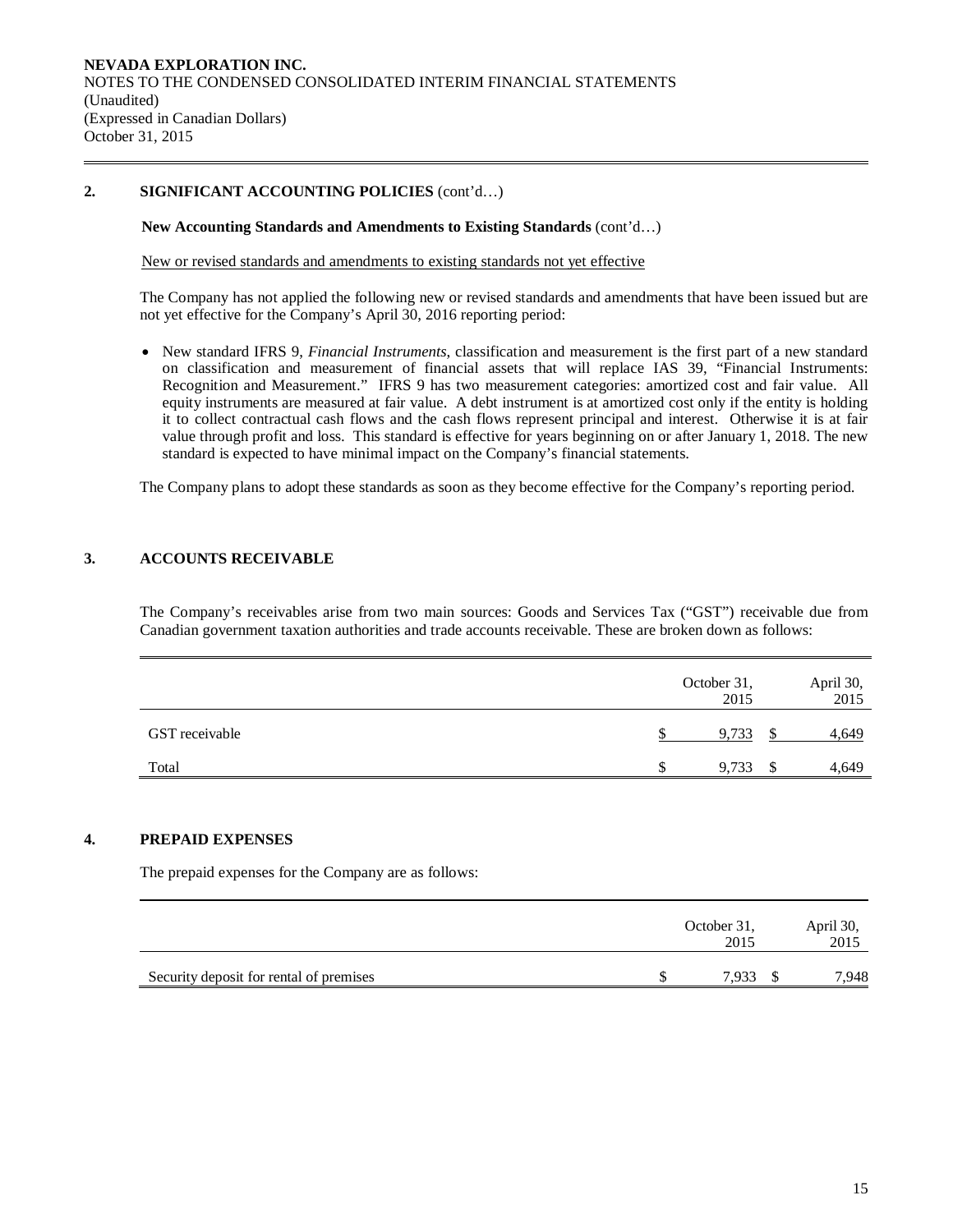## 2. SIGNIFICANT ACCOUNTING POLICIES (cont'd…)

**New Accounting Standards and Amendments to Existing Standards** (cont'd…)

New or revised standards and amendments to existing standards not yet effective

The Company has not applied the following new or revised standards and amendments that have been issued but are not yet effective for the Company's April 30, 2016 reporting period:

- New standard IFRS 9, *Financial Instruments*, classification and measurement is the first part of a new standard on classification and measurement of financial assets that will replace IAS 39, "Financial Instruments: Recognition and Measurement." IFRS 9 has two measurement categories: amortized cost and fair value. All equity instruments are measured at fair value. A debt instrument is at amortized cost only if the entity is holding it to collect contractual cash flows and the cash flows represent principal and interest. Otherwise it is at fair value through profit and loss. This standard is effective for years beginning on or after January 1, 2018. The new standard is expected to have minimal impact on the Company's financial statements.

The Company plans to adopt these standards as soon as they become effective for the Company's reporting period.

## 3. ACCOUNTS RECEIVABLE

The Company's receivables arise from two main sources: Goods and Services Tax ("GST") receivable due from Canadian government taxation authorities and trade accounts receivable. These are broken down as follows:

| | October 31, 2015 | April 30, 2015 |
|---|---|---|
| GST receivable | $ 9,733 | $ 4,649 |
| Total | $ 9,733 | $ 4,649 |

## 4. PREPAID EXPENSES

The prepaid expenses for the Company are as follows:

| | October 31, 2015 | April 30, 2015 |
|---|---|---|
| Security deposit for rental of premises | $ 7,933 | $ 7,948 |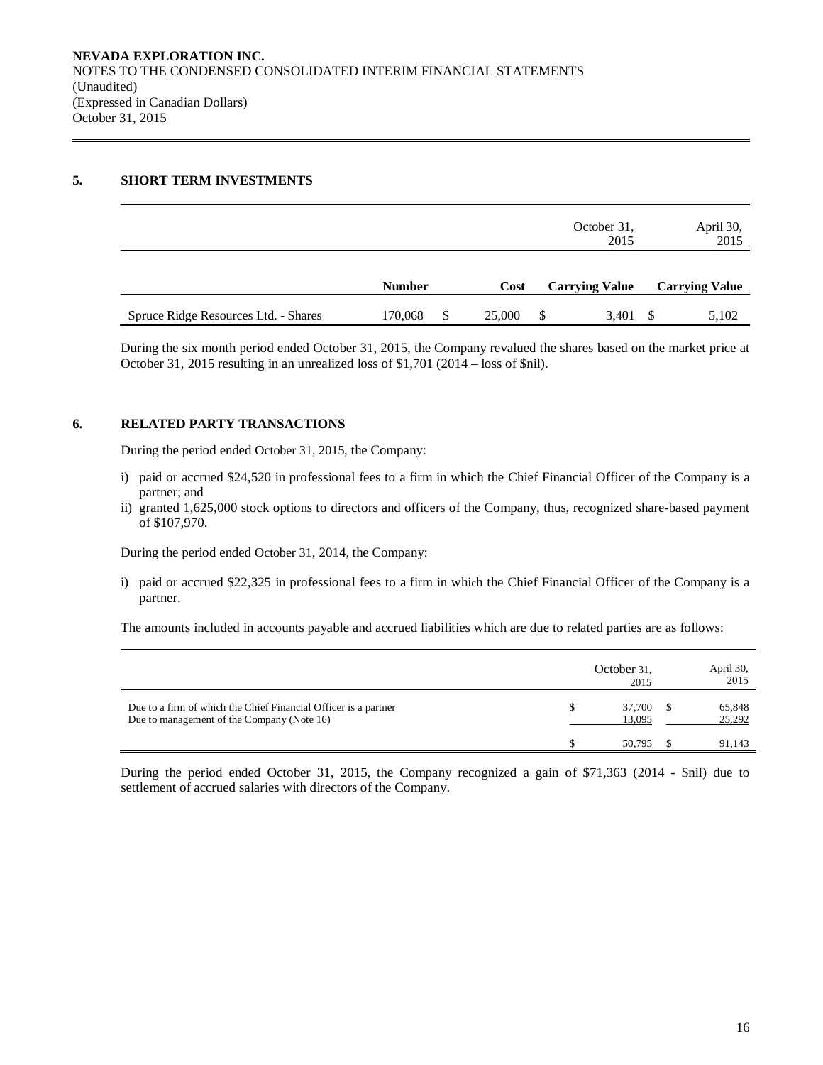## 5. SHORT TERM INVESTMENTS

| | | | October 31, 2015 | April 30, 2015 |
|---|---|---|---|---|
| | **Number** | **Cost** | **Carrying Value** | **Carrying Value** |
| Spruce Ridge Resources Ltd. - Shares | 170,068 | $ 25,000 | $ 3,401 | $ 5,102 |

During the six month period ended October 31, 2015, the Company revalued the shares based on the market price at October 31, 2015 resulting in an unrealized loss of $1,701 (2014 – loss of $nil).

## 6. RELATED PARTY TRANSACTIONS

During the period ended October 31, 2015, the Company:

i) paid or accrued $24,520 in professional fees to a firm in which the Chief Financial Officer of the Company is a partner; and
ii) granted 1,625,000 stock options to directors and officers of the Company, thus, recognized share-based payment of $107,970.

During the period ended October 31, 2014, the Company:

i) paid or accrued $22,325 in professional fees to a firm in which the Chief Financial Officer of the Company is a partner.

The amounts included in accounts payable and accrued liabilities which are due to related parties are as follows:

| | October 31, 2015 | April 30, 2015 |
|---|---|---|
| Due to a firm of which the Chief Financial Officer is a partner | $ 37,700 | $ 65,848 |
| Due to management of the Company (Note 16) | 13,095 | 25,292 |
| | $ 50,795 | $ 91,143 |

During the period ended October 31, 2015, the Company recognized a gain of $71,363 (2014 - $nil) due to settlement of accrued salaries with directors of the Company.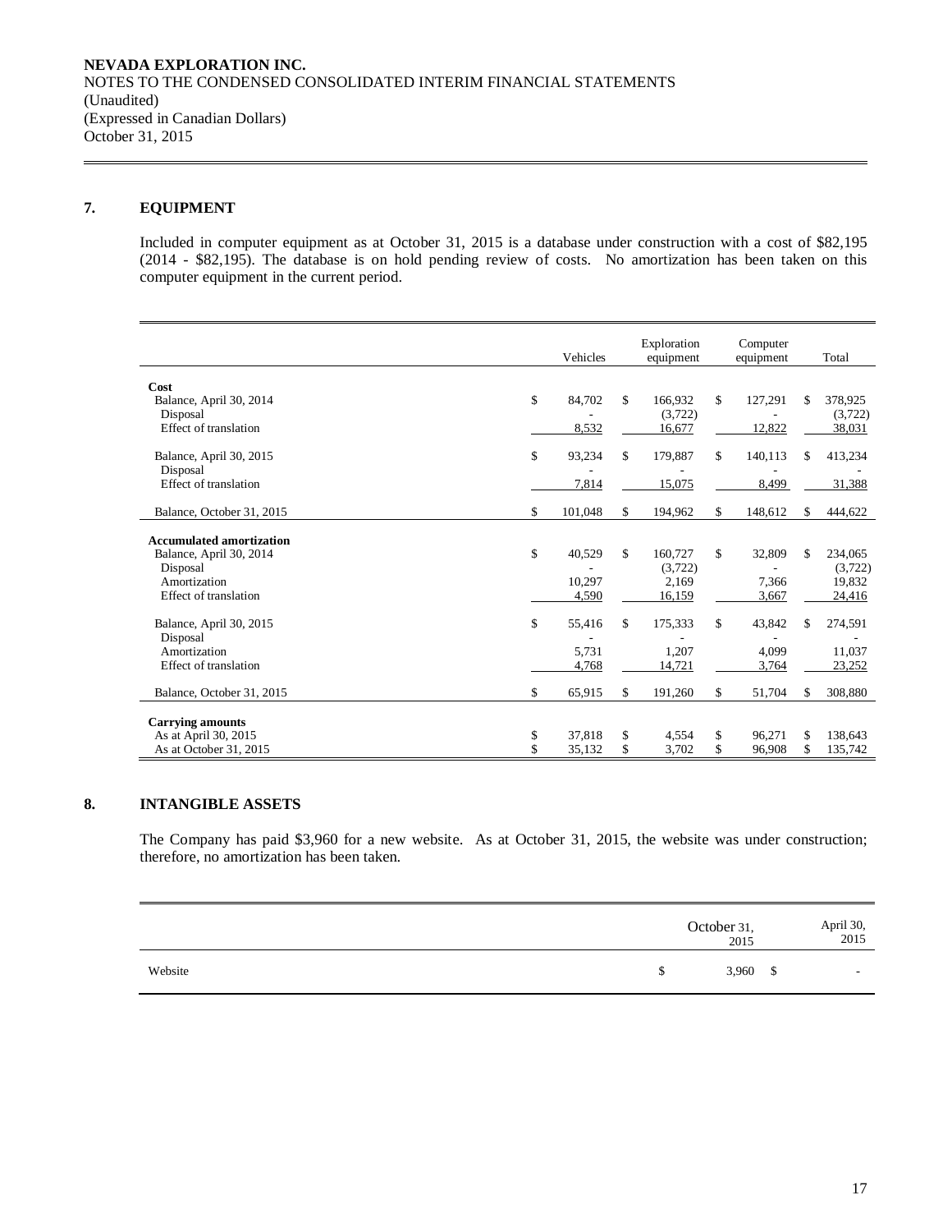NEVADA EXPLORATION INC.
NOTES TO THE CONDENSED CONSOLIDATED INTERIM FINANCIAL STATEMENTS
(Unaudited)
(Expressed in Canadian Dollars)
October 31, 2015

## 7. EQUIPMENT

Included in computer equipment as at October 31, 2015 is a database under construction with a cost of $82,195 (2014 - $82,195). The database is on hold pending review of costs. No amortization has been taken on this computer equipment in the current period.

| | Vehicles | Exploration equipment | Computer equipment | Total |
|---|---|---|---|---|
| **Cost** | | | | |
| Balance, April 30, 2014 | $ 84,702 | $ 166,932 | $ 127,291 | $ 378,925 |
| Disposal | - | (3,722) | - | (3,722) |
| Effect of translation | 8,532 | 16,677 | 12,822 | 38,031 |
| Balance, April 30, 2015 | $ 93,234 | $ 179,887 | $ 140,113 | $ 413,234 |
| Disposal | - | - | - | - |
| Effect of translation | 7,814 | 15,075 | 8,499 | 31,388 |
| Balance, October 31, 2015 | $ 101,048 | $ 194,962 | $ 148,612 | $ 444,622 |
| **Accumulated amortization** | | | | |
| Balance, April 30, 2014 | $ 40,529 | $ 160,727 | $ 32,809 | $ 234,065 |
| Disposal | - | (3,722) | - | (3,722) |
| Amortization | 10,297 | 2,169 | 7,366 | 19,832 |
| Effect of translation | 4,590 | 16,159 | 3,667 | 24,416 |
| Balance, April 30, 2015 | $ 55,416 | $ 175,333 | $ 43,842 | $ 274,591 |
| Disposal | - | - | - | - |
| Amortization | 5,731 | 1,207 | 4,099 | 11,037 |
| Effect of translation | 4,768 | 14,721 | 3,764 | 23,252 |
| Balance, October 31, 2015 | $ 65,915 | $ 191,260 | $ 51,704 | $ 308,880 |
| **Carrying amounts** | | | | |
| As at April 30, 2015 | $ 37,818 | $ 4,554 | $ 96,271 | $ 138,643 |
| As at October 31, 2015 | $ 35,132 | $ 3,702 | $ 96,908 | $ 135,742 |

## 8. INTANGIBLE ASSETS

The Company has paid $3,960 for a new website. As at October 31, 2015, the website was under construction; therefore, no amortization has been taken.

| | October 31, 2015 | April 30, 2015 |
|---|---|---|
| Website | $ 3,960 | $ - |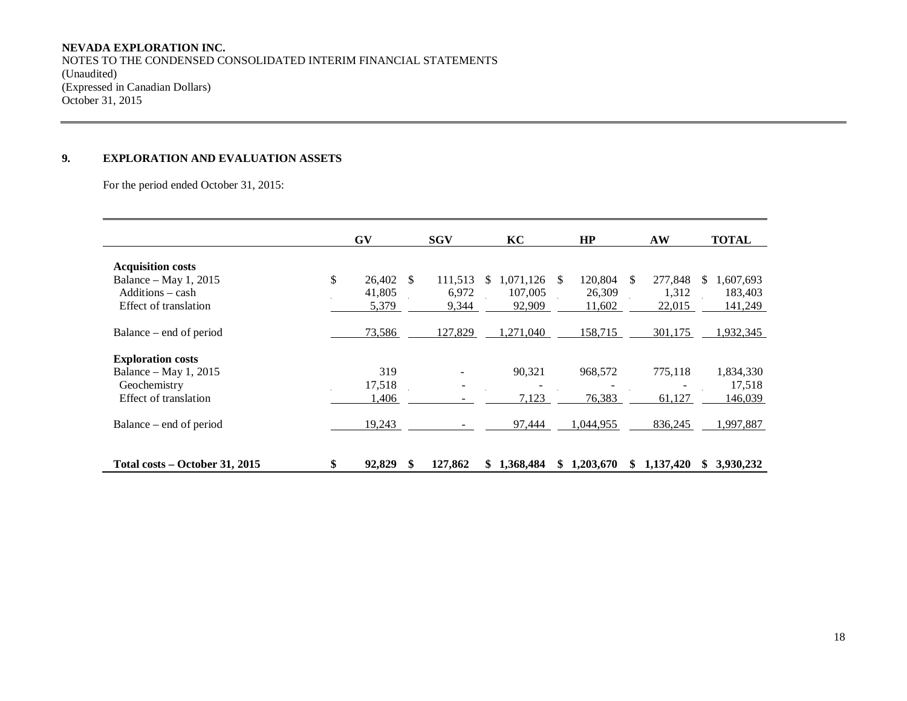**NEVADA EXPLORATION INC.**
NOTES TO THE CONDENSED CONSOLIDATED INTERIM FINANCIAL STATEMENTS
(Unaudited)
(Expressed in Canadian Dollars)
October 31, 2015

## 9. EXPLORATION AND EVALUATION ASSETS

For the period ended October 31, 2015:

| | GV | SGV | KC | HP | AW | TOTAL |
|---|---|---|---|---|---|---|
| **Acquisition costs** | | | | | | |
| Balance – May 1, 2015 | $ 26,402 | $ 111,513 | $ 1,071,126 | $ 120,804 | $ 277,848 | $ 1,607,693 |
| Additions – cash | 41,805 | 6,972 | 107,005 | 26,309 | 1,312 | 183,403 |
| Effect of translation | 5,379 | 9,344 | 92,909 | 11,602 | 22,015 | 141,249 |
| Balance – end of period | 73,586 | 127,829 | 1,271,040 | 158,715 | 301,175 | 1,932,345 |
| **Exploration costs** | | | | | | |
| Balance – May 1, 2015 | 319 | - | 90,321 | 968,572 | 775,118 | 1,834,330 |
| Geochemistry | 17,518 | - | - | - | - | 17,518 |
| Effect of translation | 1,406 | - | 7,123 | 76,383 | 61,127 | 146,039 |
| Balance – end of period | 19,243 | - | 97,444 | 1,044,955 | 836,245 | 1,997,887 |
| **Total costs – October 31, 2015** | **$ 92,829** | **$ 127,862** | **$ 1,368,484** | **$ 1,203,670** | **$ 1,137,420** | **$ 3,930,232** |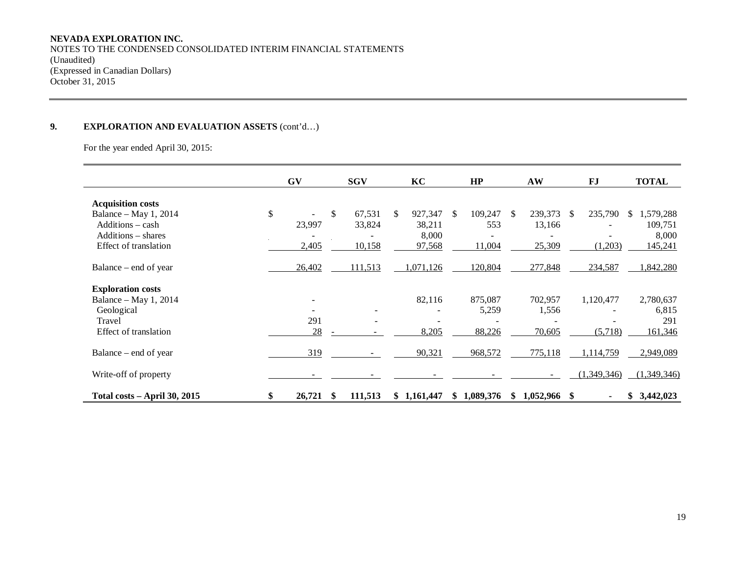**NEVADA EXPLORATION INC.**
NOTES TO THE CONDENSED CONSOLIDATED INTERIM FINANCIAL STATEMENTS
(Unaudited)
(Expressed in Canadian Dollars)
October 31, 2015

## 9. EXPLORATION AND EVALUATION ASSETS (cont'd…)

For the year ended April 30, 2015:

| | GV | SGV | KC | HP | AW | FJ | TOTAL |
|---|---|---|---|---|---|---|---|
| **Acquisition costs** | | | | | | | |
| Balance – May 1, 2014 | $ - | $ 67,531 | $ 927,347 | $ 109,247 | $ 239,373 | $ 235,790 | $ 1,579,288 |
| Additions – cash | 23,997 | 33,824 | 38,211 | 553 | 13,166 | - | 109,751 |
| Additions – shares | - | - | 8,000 | - | - | - | 8,000 |
| Effect of translation | 2,405 | 10,158 | 97,568 | 11,004 | 25,309 | (1,203) | 145,241 |
| Balance – end of year | 26,402 | 111,513 | 1,071,126 | 120,804 | 277,848 | 234,587 | 1,842,280 |
| **Exploration costs** | | | | | | | |
| Balance – May 1, 2014 | - | | 82,116 | 875,087 | 702,957 | 1,120,477 | 2,780,637 |
| Geological | - | - | - | 5,259 | 1,556 | - | 6,815 |
| Travel | 291 | - | - | - | - | - | 291 |
| Effect of translation | 28 | - | 8,205 | 88,226 | 70,605 | (5,718) | 161,346 |
| Balance – end of year | 319 | - | 90,321 | 968,572 | 775,118 | 1,114,759 | 2,949,089 |
| Write-off of property | - | - | - | - | - | (1,349,346) | (1,349,346) |
| **Total costs – April 30, 2015** | **$ 26,721** | **$ 111,513** | **$ 1,161,447** | **$ 1,089,376** | **$ 1,052,966** | **$ -** | **$ 3,442,023** |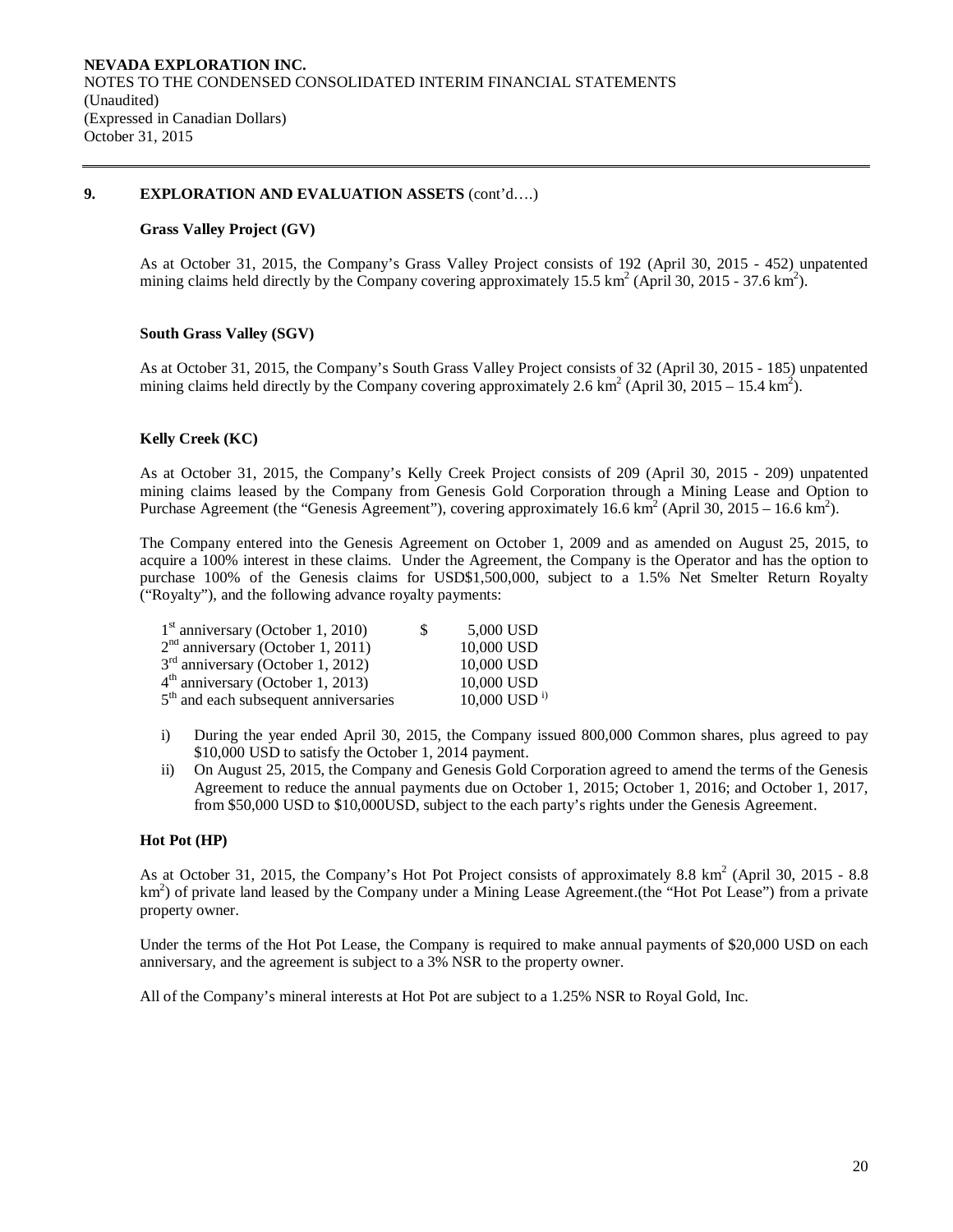**NEVADA EXPLORATION INC.**
NOTES TO THE CONDENSED CONSOLIDATED INTERIM FINANCIAL STATEMENTS
(Unaudited)
(Expressed in Canadian Dollars)
October 31, 2015

## 9. EXPLORATION AND EVALUATION ASSETS (cont'd….)

### Grass Valley Project (GV)

As at October 31, 2015, the Company's Grass Valley Project consists of 192 (April 30, 2015 - 452) unpatented mining claims held directly by the Company covering approximately 15.5 km$^2$ (April 30, 2015 - 37.6 km$^2$).

### South Grass Valley (SGV)

As at October 31, 2015, the Company's South Grass Valley Project consists of 32 (April 30, 2015 - 185) unpatented mining claims held directly by the Company covering approximately 2.6 km$^2$ (April 30, 2015 – 15.4 km$^2$).

### Kelly Creek (KC)

As at October 31, 2015, the Company's Kelly Creek Project consists of 209 (April 30, 2015 - 209) unpatented mining claims leased by the Company from Genesis Gold Corporation through a Mining Lease and Option to Purchase Agreement (the "Genesis Agreement"), covering approximately 16.6 km$^2$ (April 30, 2015 – 16.6 km$^2$).

The Company entered into the Genesis Agreement on October 1, 2009 and as amended on August 25, 2015, to acquire a 100% interest in these claims. Under the Agreement, the Company is the Operator and has the option to purchase 100% of the Genesis claims for USD$1,500,000, subject to a 1.5% Net Smelter Return Royalty ("Royalty"), and the following advance royalty payments:

| | | |
|---|---|---|
| 1st anniversary (October 1, 2010) | $ | 5,000 USD |
| 2nd anniversary (October 1, 2011) | | 10,000 USD |
| 3rd anniversary (October 1, 2012) | | 10,000 USD |
| 4th anniversary (October 1, 2013) | | 10,000 USD |
| 5th and each subsequent anniversaries | | 10,000 USD i) |

i) During the year ended April 30, 2015, the Company issued 800,000 Common shares, plus agreed to pay \$10,000 USD to satisfy the October 1, 2014 payment.

ii) On August 25, 2015, the Company and Genesis Gold Corporation agreed to amend the terms of the Genesis Agreement to reduce the annual payments due on October 1, 2015; October 1, 2016; and October 1, 2017, from \$50,000 USD to \$10,000USD, subject to the each party's rights under the Genesis Agreement.

### Hot Pot (HP)

As at October 31, 2015, the Company's Hot Pot Project consists of approximately 8.8 km$^2$ (April 30, 2015 - 8.8 km$^2$) of private land leased by the Company under a Mining Lease Agreement.(the "Hot Pot Lease") from a private property owner.

Under the terms of the Hot Pot Lease, the Company is required to make annual payments of \$20,000 USD on each anniversary, and the agreement is subject to a 3% NSR to the property owner.

All of the Company's mineral interests at Hot Pot are subject to a 1.25% NSR to Royal Gold, Inc.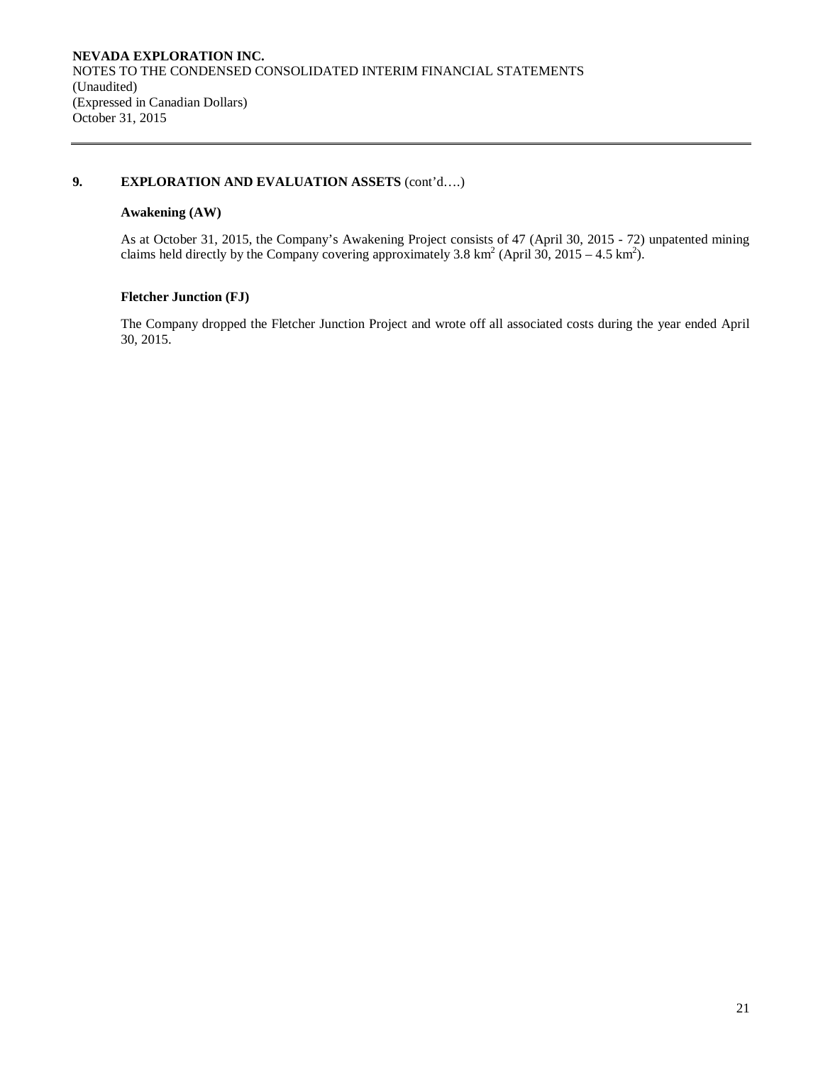## 9. EXPLORATION AND EVALUATION ASSETS (cont'd….)

### Awakening (AW)

As at October 31, 2015, the Company's Awakening Project consists of 47 (April 30, 2015 - 72) unpatented mining claims held directly by the Company covering approximately 3.8 $km^2$ (April 30, 2015 – 4.5 $km^2$).

### Fletcher Junction (FJ)

The Company dropped the Fletcher Junction Project and wrote off all associated costs during the year ended April 30, 2015.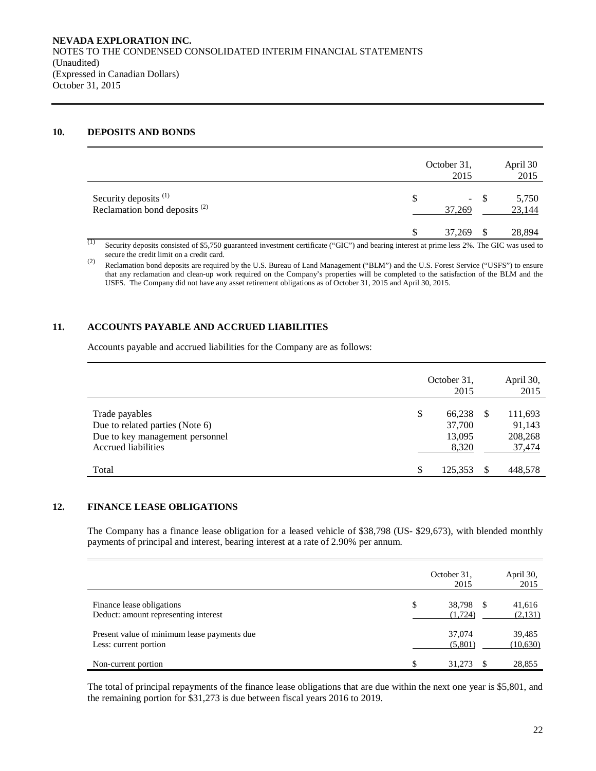NEVADA EXPLORATION INC.
NOTES TO THE CONDENSED CONSOLIDATED INTERIM FINANCIAL STATEMENTS
(Unaudited)
(Expressed in Canadian Dollars)
October 31, 2015

## 10. DEPOSITS AND BONDS

| | October 31, 2015 | April 30 2015 |
|---|---|---|
| Security deposits [(1)] | $ - | $ 5,750 |
| Reclamation bond deposits [(2)] | 37,269 | 23,144 |
| | $ 37,269 | $ 28,894 |

(1) Security deposits consisted of $5,750 guaranteed investment certificate ("GIC") and bearing interest at prime less 2%. The GIC was used to secure the credit limit on a credit card.

(2) Reclamation bond deposits are required by the U.S. Bureau of Land Management ("BLM") and the U.S. Forest Service ("USFS") to ensure that any reclamation and clean-up work required on the Company's properties will be completed to the satisfaction of the BLM and the USFS. The Company did not have any asset retirement obligations as of October 31, 2015 and April 30, 2015.

## 11. ACCOUNTS PAYABLE AND ACCRUED LIABILITIES

Accounts payable and accrued liabilities for the Company are as follows:

| | October 31, 2015 | April 30, 2015 |
|---|---|---|
| Trade payables | $ 66,238 | $ 111,693 |
| Due to related parties (Note 6) | 37,700 | 91,143 |
| Due to key management personnel | 13,095 | 208,268 |
| Accrued liabilities | 8,320 | 37,474 |
| Total | $ 125,353 | $ 448,578 |

## 12. FINANCE LEASE OBLIGATIONS

The Company has a finance lease obligation for a leased vehicle of $38,798 (US- $29,673), with blended monthly payments of principal and interest, bearing interest at a rate of 2.90% per annum.

| | October 31, 2015 | April 30, 2015 |
|---|---|---|
| Finance lease obligations | $ 38,798 | $ 41,616 |
| Deduct: amount representing interest | (1,724) | (2,131) |
| Present value of minimum lease payments due | 37,074 | 39,485 |
| Less: current portion | (5,801) | (10,630) |
| Non-current portion | $ 31,273 | $ 28,855 |

The total of principal repayments of the finance lease obligations that are due within the next one year is $5,801, and the remaining portion for $31,273 is due between fiscal years 2016 to 2019.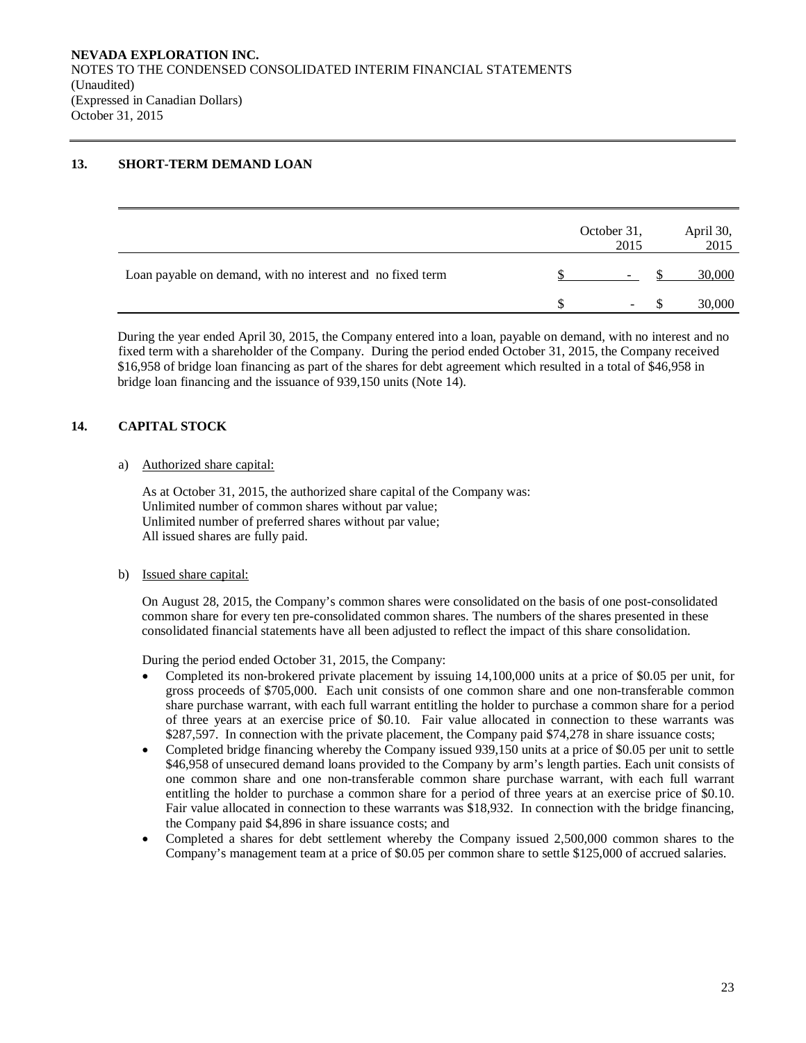## 13. SHORT-TERM DEMAND LOAN

| | October 31, 2015 | April 30, 2015 |
|---|---|---|
| Loan payable on demand, with no interest and no fixed term | $ - | $ 30,000 |
| | $ - | $ 30,000 |

During the year ended April 30, 2015, the Company entered into a loan, payable on demand, with no interest and no fixed term with a shareholder of the Company. During the period ended October 31, 2015, the Company received $16,958 of bridge loan financing as part of the shares for debt agreement which resulted in a total of $46,958 in bridge loan financing and the issuance of 939,150 units (Note 14).

## 14. CAPITAL STOCK

a) Authorized share capital:

As at October 31, 2015, the authorized share capital of the Company was:
Unlimited number of common shares without par value;
Unlimited number of preferred shares without par value;
All issued shares are fully paid.

b) Issued share capital:

On August 28, 2015, the Company's common shares were consolidated on the basis of one post-consolidated common share for every ten pre-consolidated common shares. The numbers of the shares presented in these consolidated financial statements have all been adjusted to reflect the impact of this share consolidation.

During the period ended October 31, 2015, the Company:

- Completed its non-brokered private placement by issuing 14,100,000 units at a price of $0.05 per unit, for gross proceeds of $705,000. Each unit consists of one common share and one non-transferable common share purchase warrant, with each full warrant entitling the holder to purchase a common share for a period of three years at an exercise price of $0.10. Fair value allocated in connection to these warrants was $287,597. In connection with the private placement, the Company paid $74,278 in share issuance costs;
- Completed bridge financing whereby the Company issued 939,150 units at a price of $0.05 per unit to settle $46,958 of unsecured demand loans provided to the Company by arm's length parties. Each unit consists of one common share and one non-transferable common share purchase warrant, with each full warrant entitling the holder to purchase a common share for a period of three years at an exercise price of $0.10. Fair value allocated in connection to these warrants was $18,932. In connection with the bridge financing, the Company paid $4,896 in share issuance costs; and
- Completed a shares for debt settlement whereby the Company issued 2,500,000 common shares to the Company's management team at a price of $0.05 per common share to settle $125,000 of accrued salaries.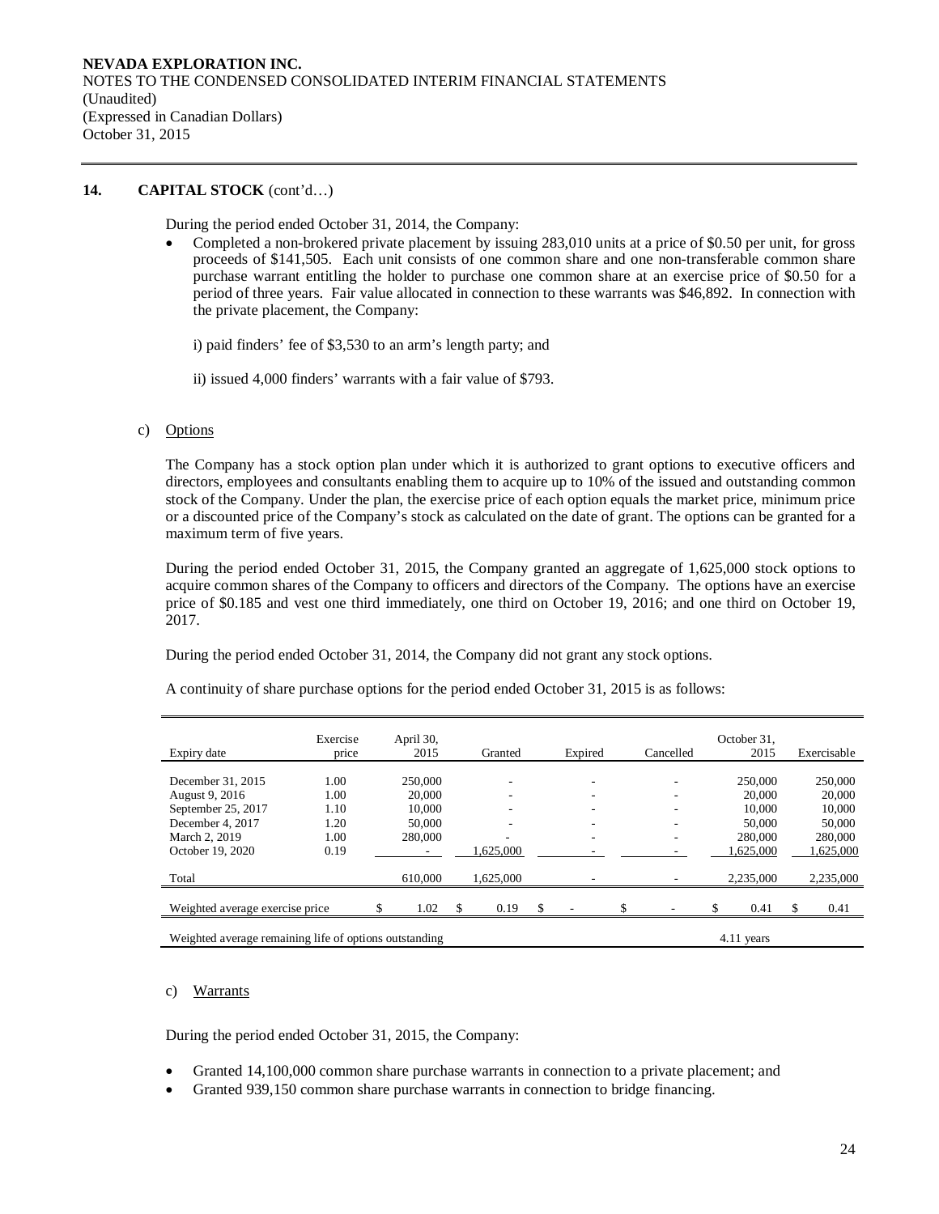**NEVADA EXPLORATION INC.**
NOTES TO THE CONDENSED CONSOLIDATED INTERIM FINANCIAL STATEMENTS
(Unaudited)
(Expressed in Canadian Dollars)
October 31, 2015

## 14. CAPITAL STOCK (cont'd…)

During the period ended October 31, 2014, the Company:

- Completed a non-brokered private placement by issuing 283,010 units at a price of $0.50 per unit, for gross proceeds of $141,505. Each unit consists of one common share and one non-transferable common share purchase warrant entitling the holder to purchase one common share at an exercise price of $0.50 for a period of three years. Fair value allocated in connection to these warrants was $46,892. In connection with the private placement, the Company:

  i) paid finders' fee of $3,530 to an arm's length party; and

  ii) issued 4,000 finders' warrants with a fair value of $793.

c) Options

The Company has a stock option plan under which it is authorized to grant options to executive officers and directors, employees and consultants enabling them to acquire up to 10% of the issued and outstanding common stock of the Company. Under the plan, the exercise price of each option equals the market price, minimum price or a discounted price of the Company's stock as calculated on the date of grant. The options can be granted for a maximum term of five years.

During the period ended October 31, 2015, the Company granted an aggregate of 1,625,000 stock options to acquire common shares of the Company to officers and directors of the Company. The options have an exercise price of $0.185 and vest one third immediately, one third on October 19, 2016; and one third on October 19, 2017.

During the period ended October 31, 2014, the Company did not grant any stock options.

A continuity of share purchase options for the period ended October 31, 2015 is as follows:

| Expiry date | Exercise price | April 30, 2015 | Granted | Expired | Cancelled | October 31, 2015 | Exercisable |
|---|---|---|---|---|---|---|---|
| December 31, 2015 | 1.00 | 250,000 | - | - | - | 250,000 | 250,000 |
| August 9, 2016 | 1.00 | 20,000 | - | - | - | 20,000 | 20,000 |
| September 25, 2017 | 1.10 | 10,000 | - | - | - | 10,000 | 10,000 |
| December 4, 2017 | 1.20 | 50,000 | - | - | - | 50,000 | 50,000 |
| March 2, 2019 | 1.00 | 280,000 | - | - | - | 280,000 | 280,000 |
| October 19, 2020 | 0.19 | - | 1,625,000 | - | - | 1,625,000 | 1,625,000 |
| Total | | 610,000 | 1,625,000 | - | - | 2,235,000 | 2,235,000 |
| Weighted average exercise price | | $ 1.02 | $ 0.19 | $ - | $ - | $ 0.41 | $ 0.41 |
| Weighted average remaining life of options outstanding | | | | | | 4.11 years | |

c) Warrants

During the period ended October 31, 2015, the Company:

- Granted 14,100,000 common share purchase warrants in connection to a private placement; and
- Granted 939,150 common share purchase warrants in connection to bridge financing.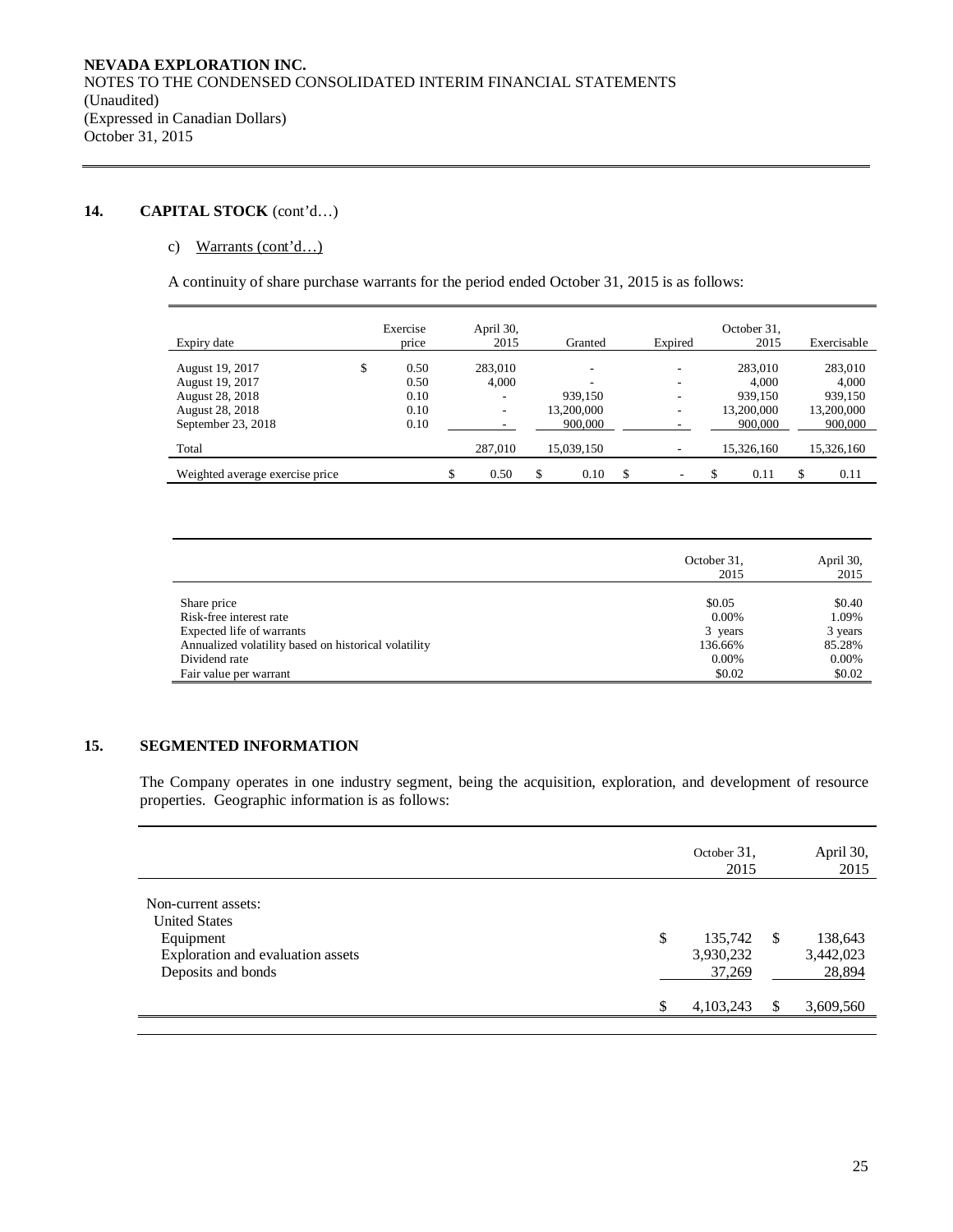## 14. CAPITAL STOCK (cont'd…)

c) Warrants (cont'd…)

A continuity of share purchase warrants for the period ended October 31, 2015 is as follows:

| Expiry date | Exercise price | April 30, 2015 | Granted | Expired | October 31, 2015 | Exercisable |
|---|---|---|---|---|---|---|
| August 19, 2017 | $ 0.50 | 283,010 | - | - | 283,010 | 283,010 |
| August 19, 2017 | 0.50 | 4,000 | - | - | 4,000 | 4,000 |
| August 28, 2018 | 0.10 | - | 939,150 | - | 939,150 | 939,150 |
| August 28, 2018 | 0.10 | - | 13,200,000 | - | 13,200,000 | 13,200,000 |
| September 23, 2018 | 0.10 | - | 900,000 | - | 900,000 | 900,000 |
| Total | | 287,010 | 15,039,150 | - | 15,326,160 | 15,326,160 |
| Weighted average exercise price | | $ 0.50 | $ 0.10 | $ - | $ 0.11 | $ 0.11 |

| | October 31, 2015 | April 30, 2015 |
|---|---|---|
| Share price | $0.05 | $0.40 |
| Risk-free interest rate | 0.00% | 1.09% |
| Expected life of warrants | 3 years | 3 years |
| Annualized volatility based on historical volatility | 136.66% | 85.28% |
| Dividend rate | 0.00% | 0.00% |
| Fair value per warrant | $0.02 | $0.02 |

## 15. SEGMENTED INFORMATION

The Company operates in one industry segment, being the acquisition, exploration, and development of resource properties. Geographic information is as follows:

| | October 31, 2015 | April 30, 2015 |
|---|---|---|
| Non-current assets: | | |
| United States | | |
| Equipment | $ 135,742 | $ 138,643 |
| Exploration and evaluation assets | 3,930,232 | 3,442,023 |
| Deposits and bonds | 37,269 | 28,894 |
| | $ 4,103,243 | $ 3,609,560 |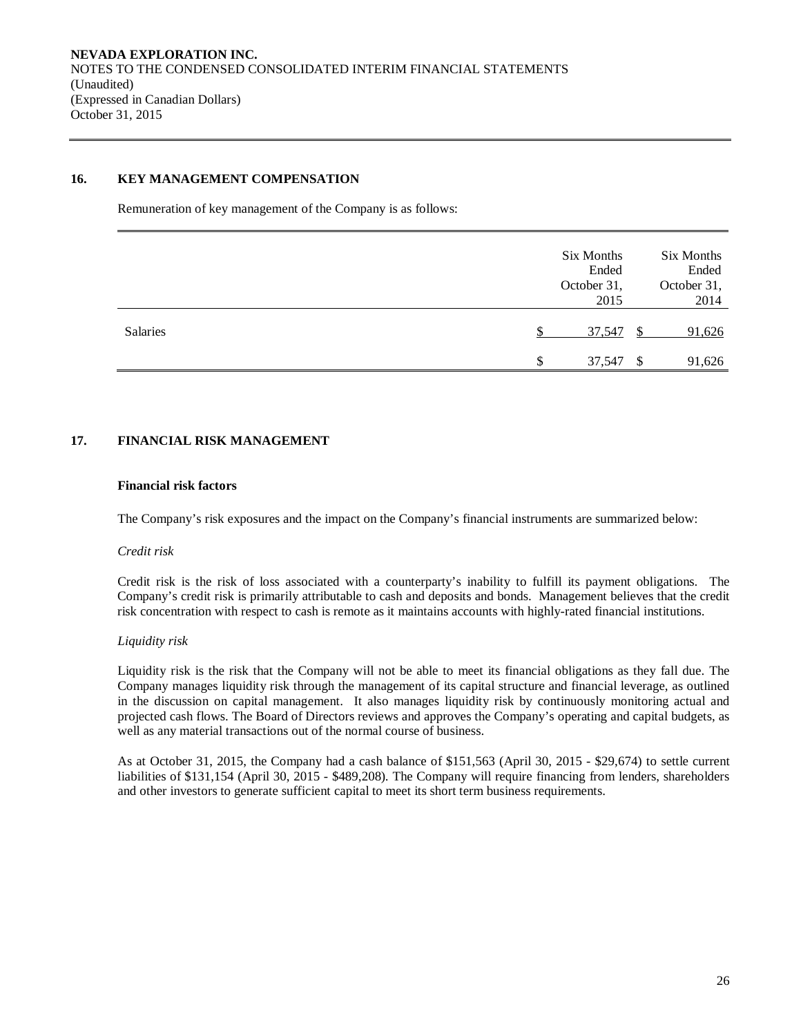## 16. KEY MANAGEMENT COMPENSATION

Remuneration of key management of the Company is as follows:

| | Six Months Ended October 31, 2015 | Six Months Ended October 31, 2014 |
|---|---|---|
| Salaries | $ 37,547 | $ 91,626 |
| | $ 37,547 | $ 91,626 |

## 17. FINANCIAL RISK MANAGEMENT

### Financial risk factors

The Company's risk exposures and the impact on the Company's financial instruments are summarized below:

*Credit risk*

Credit risk is the risk of loss associated with a counterparty's inability to fulfill its payment obligations. The Company's credit risk is primarily attributable to cash and deposits and bonds. Management believes that the credit risk concentration with respect to cash is remote as it maintains accounts with highly-rated financial institutions.

*Liquidity risk*

Liquidity risk is the risk that the Company will not be able to meet its financial obligations as they fall due. The Company manages liquidity risk through the management of its capital structure and financial leverage, as outlined in the discussion on capital management. It also manages liquidity risk by continuously monitoring actual and projected cash flows. The Board of Directors reviews and approves the Company's operating and capital budgets, as well as any material transactions out of the normal course of business.

As at October 31, 2015, the Company had a cash balance of $151,563 (April 30, 2015 - $29,674) to settle current liabilities of $131,154 (April 30, 2015 - $489,208). The Company will require financing from lenders, shareholders and other investors to generate sufficient capital to meet its short term business requirements.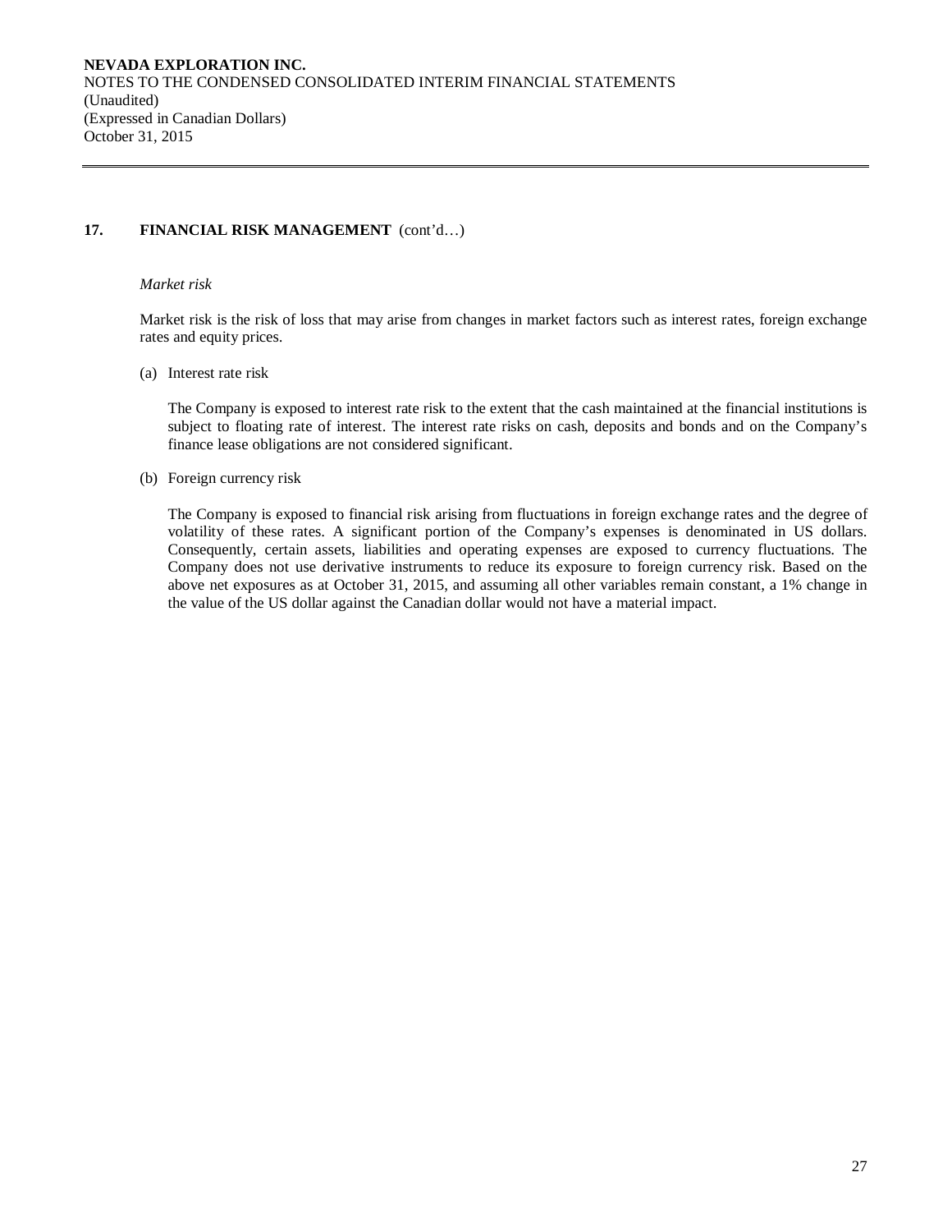NEVADA EXPLORATION INC.
NOTES TO THE CONDENSED CONSOLIDATED INTERIM FINANCIAL STATEMENTS
(Unaudited)
(Expressed in Canadian Dollars)
October 31, 2015

## 17. FINANCIAL RISK MANAGEMENT (cont'd…)

*Market risk*

Market risk is the risk of loss that may arise from changes in market factors such as interest rates, foreign exchange rates and equity prices.

(a) Interest rate risk

The Company is exposed to interest rate risk to the extent that the cash maintained at the financial institutions is subject to floating rate of interest. The interest rate risks on cash, deposits and bonds and on the Company's finance lease obligations are not considered significant.

(b) Foreign currency risk

The Company is exposed to financial risk arising from fluctuations in foreign exchange rates and the degree of volatility of these rates. A significant portion of the Company's expenses is denominated in US dollars. Consequently, certain assets, liabilities and operating expenses are exposed to currency fluctuations. The Company does not use derivative instruments to reduce its exposure to foreign currency risk. Based on the above net exposures as at October 31, 2015, and assuming all other variables remain constant, a 1% change in the value of the US dollar against the Canadian dollar would not have a material impact.